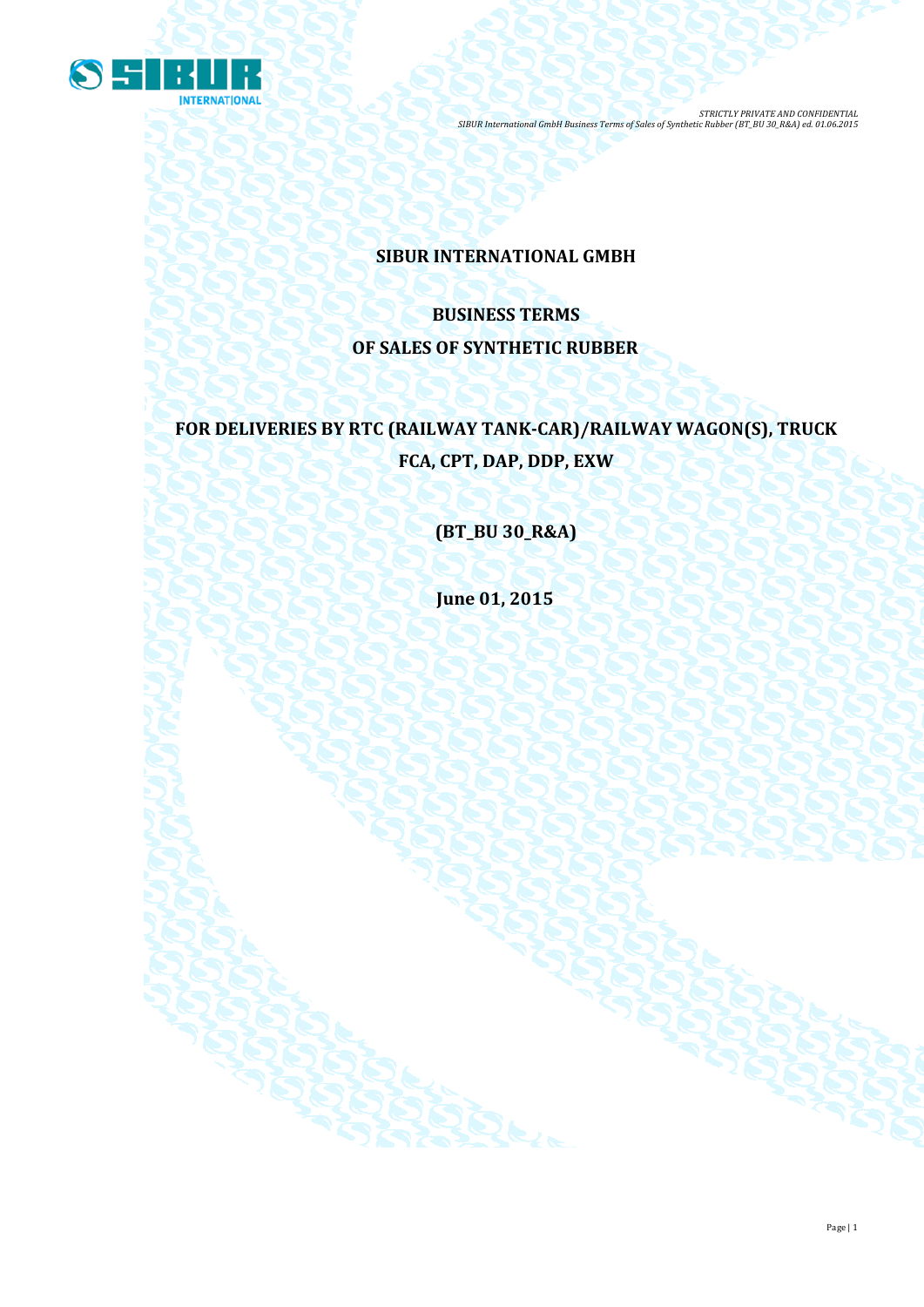# SIBUR INTERNATIONAL GMBH

## BUSINESS TERMS

## OF SALES OF SYNTHETIC RUBBER

## FOR DELIVERIES BY RTC (RAILWAY TANK-CAR)/RAILWAY WAGON(S), TRUCK FCA, CPT, DAP, DDP, EXW

**(BT_BU 30_R&A)**

**June 01, 2015**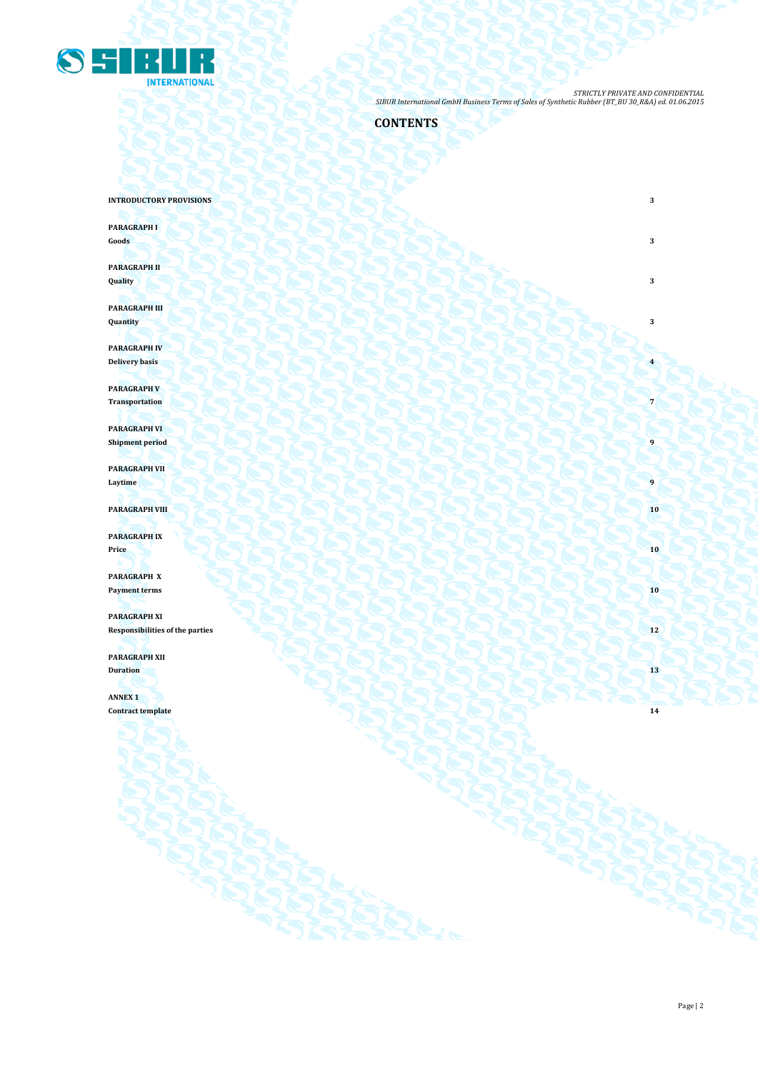# CONTENTS

| | |
|---|---|
| **INTRODUCTORY PROVISIONS** | **3** |
| **PARAGRAPH I**<br>**Goods** | **3** |
| **PARAGRAPH II**<br>**Quality** | **3** |
| **PARAGRAPH III**<br>**Quantity** | **3** |
| **PARAGRAPH IV**<br>**Delivery basis** | **4** |
| **PARAGRAPH V**<br>**Transportation** | **7** |
| **PARAGRAPH VI**<br>**Shipment period** | **9** |
| **PARAGRAPH VII**<br>**Laytime** | **9** |
| **PARAGRAPH VIII** | **10** |
| **PARAGRAPH IX**<br>**Price** | **10** |
| **PARAGRAPH X**<br>**Payment terms** | **10** |
| **PARAGRAPH XI**<br>**Responsibilities of the parties** | **12** |
| **PARAGRAPH XII**<br>**Duration** | **13** |
| **ANNEX 1**<br>**Contract template** | **14** |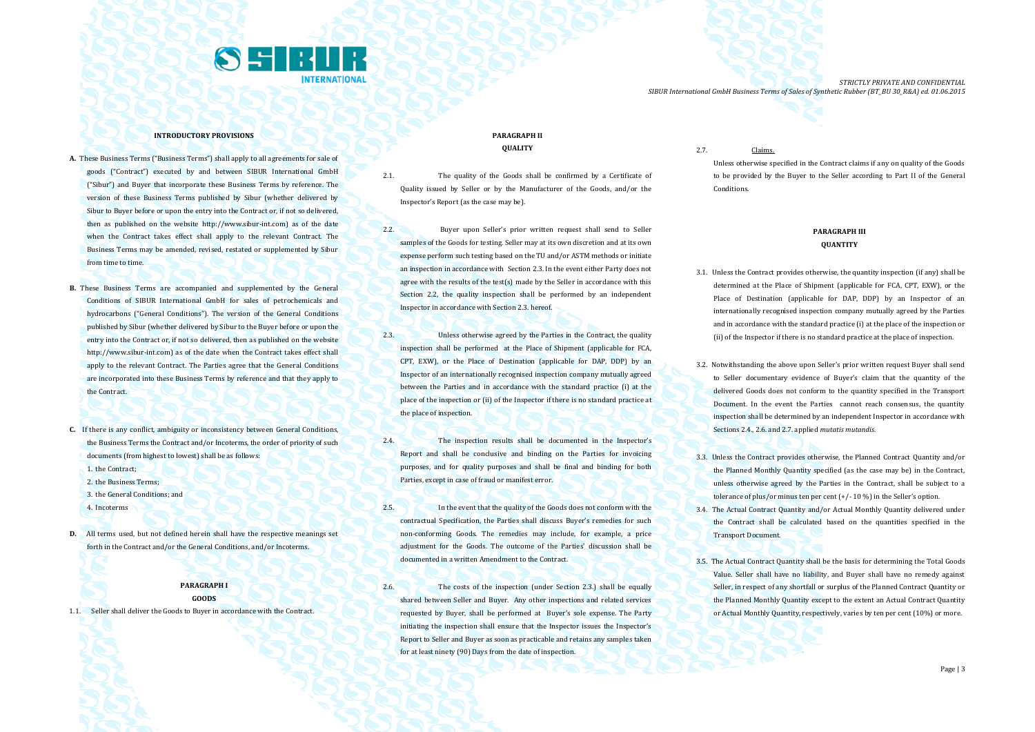### INTRODUCTORY PROVISIONS

**A.** These Business Terms ("Business Terms") shall apply to all agreements for sale of goods ("Contract") executed by and between SIBUR International GmbH ("Sibur") and Buyer that incorporate these Business Terms by reference. The version of these Business Terms published by Sibur (whether delivered by Sibur to Buyer before or upon the entry into the Contract or, if not so delivered, then as published on the website http://www.sibur-int.com) as of the date when the Contract takes effect shall apply to the relevant Contract. The Business Terms may be amended, revised, restated or supplemented by Sibur from time to time.

**B.** These Business Terms are accompanied and supplemented by the General Conditions of SIBUR International GmbH for sales of petrochemicals and hydrocarbons ("General Conditions"). The version of the General Conditions published by Sibur (whether delivered by Sibur to the Buyer before or upon the entry into the Contract or, if not so delivered, then as published on the website http://www.sibur-int.com) as of the date when the Contract takes effect shall apply to the relevant Contract. The Parties agree that the General Conditions are incorporated into these Business Terms by reference and that they apply to the Contract.

**C.** If there is any conflict, ambiguity or inconsistency between General Conditions, the Business Terms the Contract and/or Incoterms, the order of priority of such documents (from highest to lowest) shall be as follows:

1. the Contract;
2. the Business Terms;
3. the General Conditions; and
4. Incoterms

**D.** All terms used, but not defined herein shall have the respective meanings set forth in the Contract and/or the General Conditions, and/or Incoterms.

### PARAGRAPH I
### GOODS

1.1. Seller shall deliver the Goods to Buyer in accordance with the Contract.

### PARAGRAPH II
### QUALITY

2.1. The quality of the Goods shall be confirmed by a Certificate of Quality issued by Seller or by the Manufacturer of the Goods, and/or the Inspector's Report (as the case may be).

2.2. Buyer upon Seller's prior written request shall send to Seller samples of the Goods for testing. Seller may at its own discretion and at its own expense perform such testing based on the TU and/or ASTM methods or initiate an inspection in accordance with Section 2.3. In the event either Party does not agree with the results of the test(s) made by the Seller in accordance with this Section 2.2, the quality inspection shall be performed by an independent Inspector in accordance with Section 2.3. hereof.

2.3. Unless otherwise agreed by the Parties in the Contract, the quality inspection shall be performed at the Place of Shipment (applicable for FCA, CPT, EXW), or the Place of Destination (applicable for DAP, DDP) by an Inspector of an internationally recognised inspection company mutually agreed between the Parties and in accordance with the standard practice (i) at the place of the inspection or (ii) of the Inspector if there is no standard practice at the place of inspection.

2.4. The inspection results shall be documented in the Inspector's Report and shall be conclusive and binding on the Parties for invoicing purposes, and for quality purposes and shall be final and binding for both Parties, except in case of fraud or manifest error.

2.5. In the event that the quality of the Goods does not conform with the contractual Specification, the Parties shall discuss Buyer's remedies for such non-conforming Goods. The remedies may include, for example, a price adjustment for the Goods. The outcome of the Parties' discussion shall be documented in a written Amendment to the Contract.

2.6. The costs of the inspection (under Section 2.3.) shall be equally shared between Seller and Buyer. Any other inspections and related services requested by Buyer, shall be performed at Buyer's sole expense. The Party initiating the inspection shall ensure that the Inspector issues the Inspector's Report to Seller and Buyer as soon as practicable and retains any samples taken for at least ninety (90) Days from the date of inspection.

2.7. Claims.

Unless otherwise specified in the Contract claims if any on quality of the Goods to be provided by the Buyer to the Seller according to Part II of the General Conditions.

### PARAGRAPH III
### QUANTITY

3.1. Unless the Contract provides otherwise, the quantity inspection (if any) shall be determined at the Place of Shipment (applicable for FCA, CPT, EXW), or the Place of Destination (applicable for DAP, DDP) by an Inspector of an internationally recognised inspection company mutually agreed by the Parties and in accordance with the standard practice (i) at the place of the inspection or (ii) of the Inspector if there is no standard practice at the place of inspection.

3.2. Notwithstanding the above upon Seller's prior written request Buyer shall send to Seller documentary evidence of Buyer's claim that the quantity of the delivered Goods does not conform to the quantity specified in the Transport Document. In the event the Parties cannot reach consensus, the quantity inspection shall be determined by an independent Inspector in accordance with Sections 2.4., 2.6. and 2.7. applied *mutatis mutandis*.

3.3. Unless the Contract provides otherwise, the Planned Contract Quantity and/or the Planned Monthly Quantity specified (as the case may be) in the Contract, unless otherwise agreed by the Parties in the Contract, shall be subject to a tolerance of plus/or minus ten per cent (+/- 10 %) in the Seller's option.

3.4. The Actual Contract Quantity and/or Actual Monthly Quantity delivered under the Contract shall be calculated based on the quantities specified in the Transport Document.

3.5. The Actual Contract Quantity shall be the basis for determining the Total Goods Value. Seller shall have no liability, and Buyer shall have no remedy against Seller, in respect of any shortfall or surplus of the Planned Contract Quantity or the Planned Monthly Quantity except to the extent an Actual Contract Quantity or Actual Monthly Quantity, respectively, varies by ten per cent (10%) or more.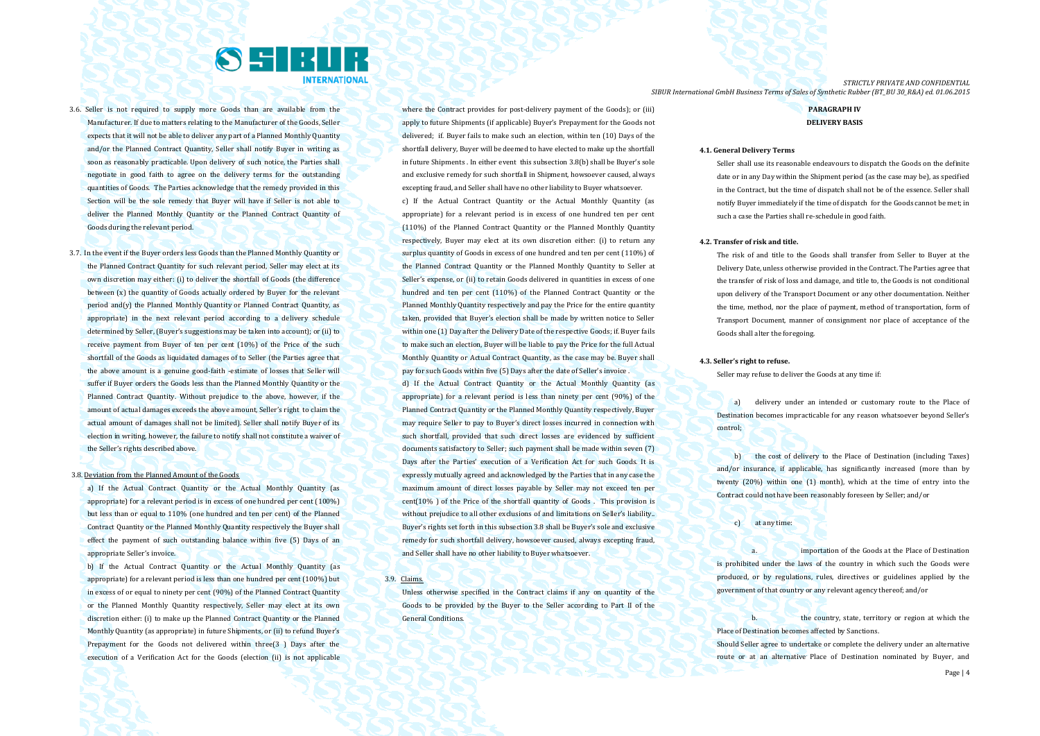3.6. Seller is not required to supply more Goods than are available from the Manufacturer. If due to matters relating to the Manufacturer of the Goods, Seller expects that it will not be able to deliver any part of a Planned Monthly Quantity and/or the Planned Contract Quantity, Seller shall notify Buyer in writing as soon as reasonably practicable. Upon delivery of such notice, the Parties shall negotiate in good faith to agree on the delivery terms for the outstanding quantities of Goods. The Parties acknowledge that the remedy provided in this Section will be the sole remedy that Buyer will have if Seller is not able to deliver the Planned Monthly Quantity or the Planned Contract Quantity of Goods during the relevant period.

3.7. In the event if the Buyer orders less Goods than the Planned Monthly Quantity or the Planned Contract Quantity for such relevant period, Seller may elect at its own discretion may either: (i) to deliver the shortfall of Goods (the difference between (x) the quantity of Goods actually ordered by Buyer for the relevant period and(y) the Planned Monthly Quantity or Planned Contract Quantity, as appropriate) in the next relevant period according to a delivery schedule determined by Seller, (Buyer's suggestions may be taken into account); or (ii) to receive payment from Buyer of ten per cent (10%) of the Price of the such shortfall of the Goods as liquidated damages of to Seller (the Parties agree that the above amount is a genuine good-faith -estimate of losses that Seller will suffer if Buyer orders the Goods less than the Planned Monthly Quantity or the Planned Contract Quantity. Without prejudice to the above, however, if the amount of actual damages exceeds the above amount, Seller's right to claim the actual amount of damages shall not be limited). Seller shall notify Buyer of its election in writing, however, the failure to notify shall not constitute a waiver of the Seller's rights described above.

3.8. Deviation from the Planned Amount of the Goods

a) If the Actual Contract Quantity or the Actual Monthly Quantity (as appropriate) for a relevant period is in excess of one hundred per cent (100%) but less than or equal to 110% (one hundred and ten per cent) of the Planned Contract Quantity or the Planned Monthly Quantity respectively the Buyer shall effect the payment of such outstanding balance within five (5) Days of an appropriate Seller's invoice.

b) If the Actual Contract Quantity or the Actual Monthly Quantity (as appropriate) for a relevant period is less than one hundred per cent (100%) but in excess of or equal to ninety per cent (90%) of the Planned Contract Quantity or the Planned Monthly Quantity respectively, Seller may elect at its own discretion either: (i) to make up the Planned Contract Quantity or the Planned Monthly Quantity (as appropriate) in future Shipments, or (ii) to refund Buyer's Prepayment for the Goods not delivered within three(3 ) Days after the execution of a Verification Act for the Goods (election (ii) is not applicable where the Contract provides for post-delivery payment of the Goods); or (iii) apply to future Shipments (if applicable) Buyer's Prepayment for the Goods not delivered; if. Buyer fails to make such an election, within ten (10) Days of the shortfall delivery, Buyer will be deemed to have elected to make up the shortfall in future Shipments . In either event this subsection 3.8(b) shall be Buyer's sole and exclusive remedy for such shortfall in Shipment, howsoever caused, always excepting fraud, and Seller shall have no other liability to Buyer whatsoever.

c) If the Actual Contract Quantity or the Actual Monthly Quantity (as appropriate) for a relevant period is in excess of one hundred ten per cent (110%) of the Planned Contract Quantity or the Planned Monthly Quantity respectively, Buyer may elect at its own discretion either: (i) to return any surplus quantity of Goods in excess of one hundred and ten per cent (110%) of the Planned Contract Quantity or the Planned Monthly Quantity to Seller at Seller's expense, or (ii) to retain Goods delivered in quantities in excess of one hundred and ten per cent (110%) of the Planned Contract Quantity or the Planned Monthly Quantity respectively and pay the Price for the entire quantity taken, provided that Buyer's election shall be made by written notice to Seller within one (1) Day after the Delivery Date of the respective Goods; if. Buyer fails to make such an election, Buyer will be liable to pay the Price for the full Actual Monthly Quantity or Actual Contract Quantity, as the case may be. Buyer shall pay for such Goods within five (5) Days after the date of Seller's invoice .

d) If the Actual Contract Quantity or the Actual Monthly Quantity (as appropriate) for a relevant period is less than ninety per cent (90%) of the Planned Contract Quantity or the Planned Monthly Quantity respectively, Buyer may require Seller to pay to Buyer's direct losses incurred in connection with such shortfall, provided that such direct losses are evidenced by sufficient documents satisfactory to Seller; such payment shall be made within seven (7) Days after the Parties' execution of a Verification Act for such Goods. It is expressly mutually agreed and acknowledged by the Parties that in any case the maximum amount of direct losses payable by Seller may not exceed ten per cent(10% ) of the Price of the shortfall quantity of Goods . This provision is without prejudice to all other exclusions of and limitations on Seller's liability.. Buyer's rights set forth in this subsection 3.8 shall be Buyer's sole and exclusive remedy for such shortfall delivery, howsoever caused, always excepting fraud, and Seller shall have no other liability to Buyer whatsoever.

3.9. Claims.

Unless otherwise specified in the Contract claims if any on quantity of the Goods to be provided by the Buyer to the Seller according to Part II of the General Conditions.

**PARAGRAPH IV**

**DELIVERY BASIS**

**4.1. General Delivery Terms**

Seller shall use its reasonable endeavours to dispatch the Goods on the definite date or in any Day within the Shipment period (as the case may be), as specified in the Contract, but the time of dispatch shall not be of the essence. Seller shall notify Buyer immediately if the time of dispatch for the Goods cannot be met; in such a case the Parties shall re-schedule in good faith.

**4.2. Transfer of risk and title.**

The risk of and title to the Goods shall transfer from Seller to Buyer at the Delivery Date, unless otherwise provided in the Contract. The Parties agree that the transfer of risk of loss and damage, and title to, the Goods is not conditional upon delivery of the Transport Document or any other documentation. Neither the time, method, nor the place of payment, method of transportation, form of Transport Document, manner of consignment nor place of acceptance of the Goods shall alter the foregoing.

**4.3. Seller's right to refuse.**

Seller may refuse to deliver the Goods at any time if:

a) delivery under an intended or customary route to the Place of Destination becomes impracticable for any reason whatsoever beyond Seller's control;

b) the cost of delivery to the Place of Destination (including Taxes) and/or insurance, if applicable, has significantly increased (more than by twenty (20%) within one (1) month), which at the time of entry into the Contract could not have been reasonably foreseen by Seller; and/or

c) at any time:

a. importation of the Goods at the Place of Destination is prohibited under the laws of the country in which such the Goods were produced, or by regulations, rules, directives or guidelines applied by the government of that country or any relevant agency thereof; and/or

b. the country, state, territory or region at which the Place of Destination becomes affected by Sanctions.

Should Seller agree to undertake or complete the delivery under an alternative route or at an alternative Place of Destination nominated by Buyer, and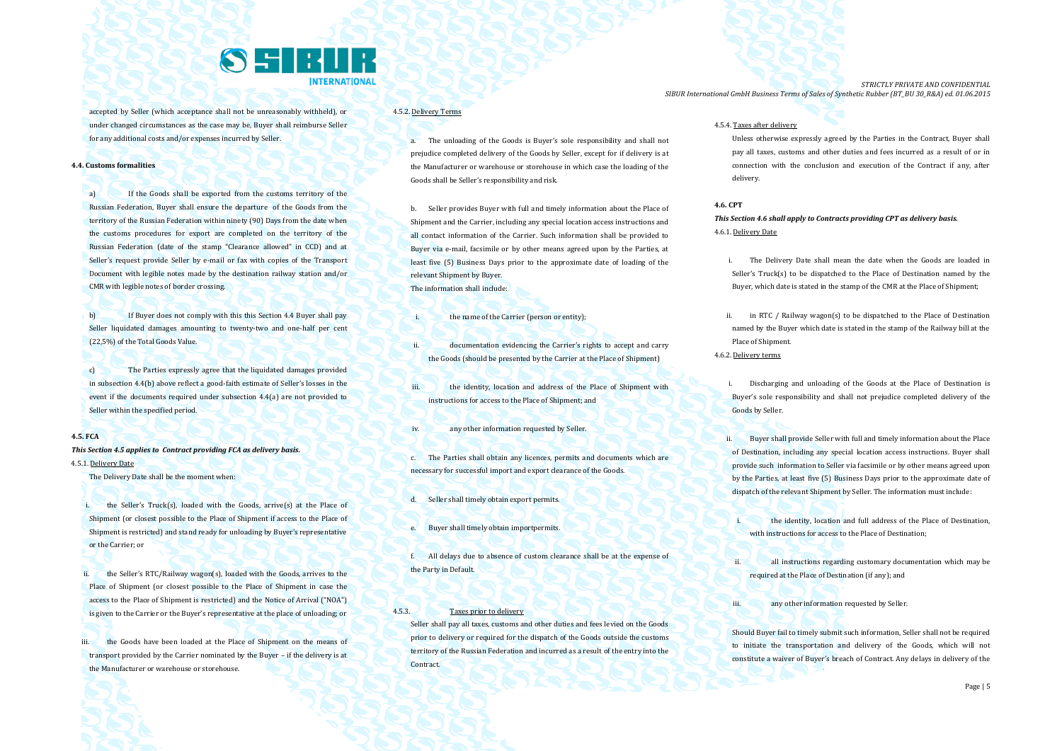accepted by Seller (which acceptance shall not be unreasonably withheld), or under changed circumstances as the case may be, Buyer shall reimburse Seller for any additional costs and/or expenses incurred by Seller.

**4.4. Customs formalities**

a) If the Goods shall be exported from the customs territory of the Russian Federation, Buyer shall ensure the departure of the Goods from the territory of the Russian Federation within ninety (90) Days from the date when the customs procedures for export are completed on the territory of the Russian Federation (date of the stamp "Clearance allowed" in CCD) and at Seller's request provide Seller by e-mail or fax with copies of the Transport Document with legible notes made by the destination railway station and/or CMR with legible notes of border crossing.

b) If Buyer does not comply with this this Section 4.4 Buyer shall pay Seller liquidated damages amounting to twenty-two and one-half per cent (22,5%) of the Total Goods Value.

c) The Parties expressly agree that the liquidated damages provided in subsection 4.4(b) above reflect a good-faith estimate of Seller's losses in the event if the documents required under subsection 4.4(a) are not provided to Seller within the specified period.

**4.5. FCA**

***This Section 4.5 applies to Contract providing FCA as delivery basis.***

4.5.1. Delivery Date

The Delivery Date shall be the moment when:

i. the Seller's Truck(s), loaded with the Goods, arrive(s) at the Place of Shipment (or closest possible to the Place of Shipment if access to the Place of Shipment is restricted) and stand ready for unloading by Buyer's representative or the Carrier; or

ii. the Seller's RTC/Railway wagon(s), loaded with the Goods, arrives to the Place of Shipment (or closest possible to the Place of Shipment in case the access to the Place of Shipment is restricted) and the Notice of Arrival ("NOA") is given to the Carrier or the Buyer's representative at the place of unloading; or

iii. the Goods have been loaded at the Place of Shipment on the means of transport provided by the Carrier nominated by the Buyer – if the delivery is at the Manufacturer or warehouse or storehouse.

4.5.2. Delivery Terms

a. The unloading of the Goods is Buyer's sole responsibility and shall not prejudice completed delivery of the Goods by Seller, except for if delivery is at the Manufacturer or warehouse or storehouse in which case the loading of the Goods shall be Seller's responsibility and risk.

b. Seller provides Buyer with full and timely information about the Place of Shipment and the Carrier, including any special location access instructions and all contact information of the Carrier. Such information shall be provided to Buyer via e-mail, facsimile or by other means agreed upon by the Parties, at least five (5) Business Days prior to the approximate date of loading of the relevant Shipment by Buyer.

The information shall include:

i. the name of the Carrier (person or entity);

ii. documentation evidencing the Carrier's rights to accept and carry the Goods (should be presented by the Carrier at the Place of Shipment)

iii. the identity, location and address of the Place of Shipment with instructions for access to the Place of Shipment; and

iv. any other information requested by Seller.

c. The Parties shall obtain any licences, permits and documents which are necessary for successful import and export clearance of the Goods.

d. Seller shall timely obtain export permits.

e. Buyer shall timely obtain importpermits.

f. All delays due to absence of custom clearance shall be at the expense of the Party in Default.

4.5.3. Taxes prior to delivery

Seller shall pay all taxes, customs and other duties and fees levied on the Goods prior to delivery or required for the dispatch of the Goods outside the customs territory of the Russian Federation and incurred as a result of the entry into the Contract.

4.5.4. Taxes after delivery

Unless otherwise expressly agreed by the Parties in the Contract, Buyer shall pay all taxes, customs and other duties and fees incurred as a result of or in connection with the conclusion and execution of the Contract if any, after delivery.

**4.6. CPT**

***This Section 4.6 shall apply to Contracts providing CPT as delivery basis.***

4.6.1. Delivery Date

i. The Delivery Date shall mean the date when the Goods are loaded in Seller's Truck(s) to be dispatched to the Place of Destination named by the Buyer, which date is stated in the stamp of the CMR at the Place of Shipment;

ii. in RTC / Railway wagon(s) to be dispatched to the Place of Destination named by the Buyer which date is stated in the stamp of the Railway bill at the Place of Shipment.

4.6.2. Delivery terms

i. Discharging and unloading of the Goods at the Place of Destination is Buyer's sole responsibility and shall not prejudice completed delivery of the Goods by Seller.

ii. Buyer shall provide Seller with full and timely information about the Place of Destination, including any special location access instructions. Buyer shall provide such information to Seller via facsimile or by other means agreed upon by the Parties, at least five (5) Business Days prior to the approximate date of dispatch of the relevant Shipment by Seller. The information must include:

i. the identity, location and full address of the Place of Destination, with instructions for access to the Place of Destination;

ii. all instructions regarding customary documentation which may be required at the Place of Destination (if any); and

iii. any other information requested by Seller.

Should Buyer fail to timely submit such information, Seller shall not be required to initiate the transportation and delivery of the Goods, which will not constitute a waiver of Buyer's breach of Contract. Any delays in delivery of the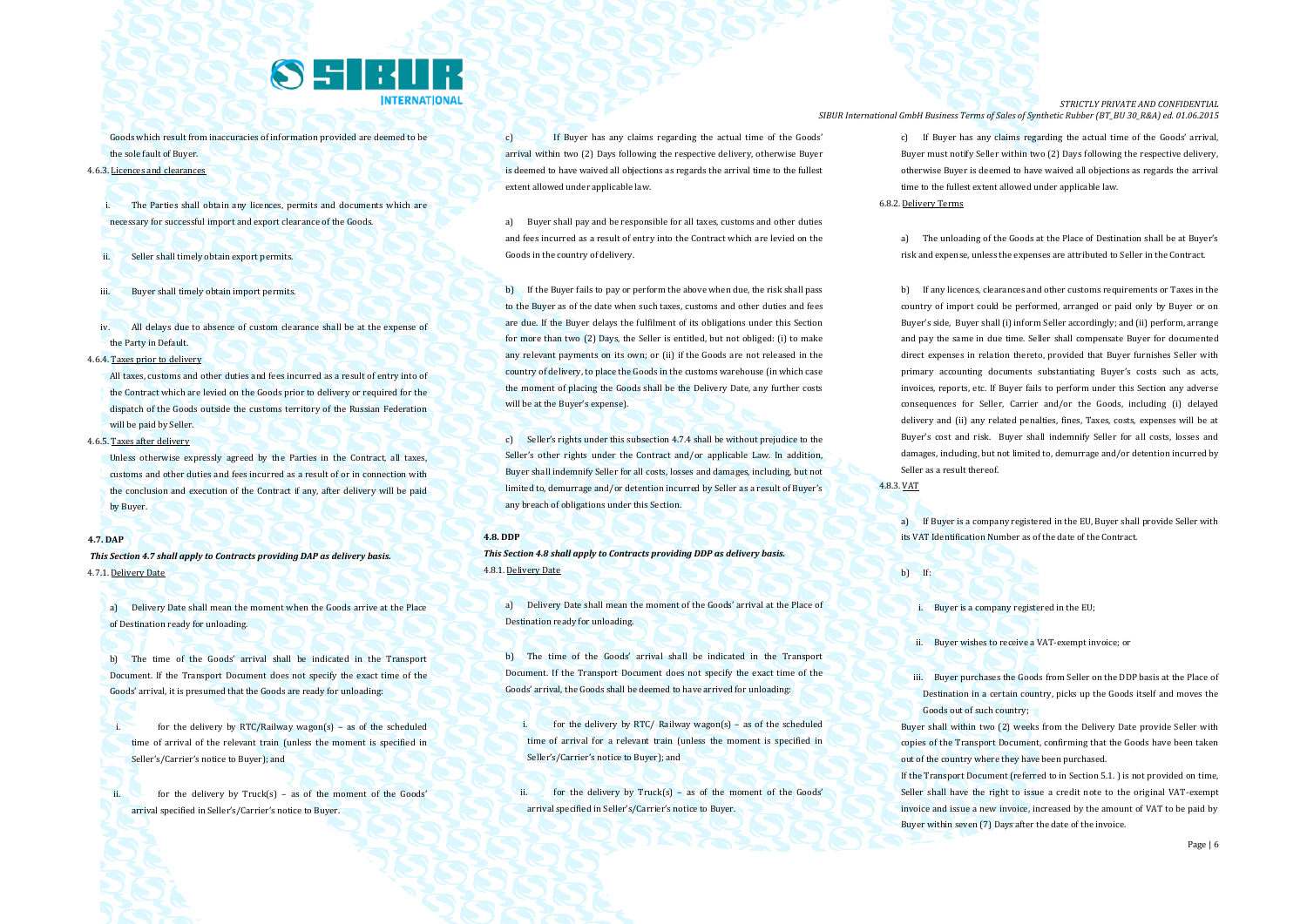Goods which result from inaccuracies of information provided are deemed to be the sole fault of Buyer.

4.6.3. Licences and clearances

i. The Parties shall obtain any licences, permits and documents which are necessary for successful import and export clearance of the Goods.

ii. Seller shall timely obtain export permits.

iii. Buyer shall timely obtain import permits.

iv. All delays due to absence of custom clearance shall be at the expense of the Party in Default.

4.6.4. Taxes prior to delivery

All taxes, customs and other duties and fees incurred as a result of entry into of the Contract which are levied on the Goods prior to delivery or required for the dispatch of the Goods outside the customs territory of the Russian Federation will be paid by Seller.

4.6.5. Taxes after delivery

Unless otherwise expressly agreed by the Parties in the Contract, all taxes, customs and other duties and fees incurred as a result of or in connection with the conclusion and execution of the Contract if any, after delivery will be paid by Buyer.

**4.7. DAP**

***This Section 4.7 shall apply to Contracts providing DAP as delivery basis.***

4.7.1. Delivery Date

a) Delivery Date shall mean the moment when the Goods arrive at the Place of Destination ready for unloading.

b) The time of the Goods' arrival shall be indicated in the Transport Document. If the Transport Document does not specify the exact time of the Goods' arrival, it is presumed that the Goods are ready for unloading:

i. for the delivery by RTC/Railway wagon(s) – as of the scheduled time of arrival of the relevant train (unless the moment is specified in Seller's/Carrier's notice to Buyer); and

ii. for the delivery by Truck(s) – as of the moment of the Goods' arrival specified in Seller's/Carrier's notice to Buyer.

c) If Buyer has any claims regarding the actual time of the Goods' arrival within two (2) Days following the respective delivery, otherwise Buyer is deemed to have waived all objections as regards the arrival time to the fullest extent allowed under applicable law.

a) Buyer shall pay and be responsible for all taxes, customs and other duties and fees incurred as a result of entry into the Contract which are levied on the Goods in the country of delivery.

b) If the Buyer fails to pay or perform the above when due, the risk shall pass to the Buyer as of the date when such taxes, customs and other duties and fees are due. If the Buyer delays the fulfilment of its obligations under this Section for more than two (2) Days, the Seller is entitled, but not obliged: (i) to make any relevant payments on its own; or (ii) if the Goods are not released in the country of delivery, to place the Goods in the customs warehouse (in which case the moment of placing the Goods shall be the Delivery Date, any further costs will be at the Buyer's expense).

c) Seller's rights under this subsection 4.7.4 shall be without prejudice to the Seller's other rights under the Contract and/or applicable Law. In addition, Buyer shall indemnify Seller for all costs, losses and damages, including, but not limited to, demurrage and/or detention incurred by Seller as a result of Buyer's any breach of obligations under this Section.

**4.8. DDP**

***This Section 4.8 shall apply to Contracts providing DDP as delivery basis.***

4.8.1. Delivery Date

a) Delivery Date shall mean the moment of the Goods' arrival at the Place of Destination ready for unloading.

b) The time of the Goods' arrival shall be indicated in the Transport Document. If the Transport Document does not specify the exact time of the Goods' arrival, the Goods shall be deemed to have arrived for unloading:

i. for the delivery by RTC/ Railway wagon(s) – as of the scheduled time of arrival for a relevant train (unless the moment is specified in Seller's/Carrier's notice to Buyer); and

ii. for the delivery by Truck(s) – as of the moment of the Goods' arrival specified in Seller's/Carrier's notice to Buyer.

c) If Buyer has any claims regarding the actual time of the Goods' arrival, Buyer must notify Seller within two (2) Days following the respective delivery, otherwise Buyer is deemed to have waived all objections as regards the arrival time to the fullest extent allowed under applicable law.

6.8.2. Delivery Terms

a) The unloading of the Goods at the Place of Destination shall be at Buyer's risk and expense, unless the expenses are attributed to Seller in the Contract.

b) If any licences, clearances and other customs requirements or Taxes in the country of import could be performed, arranged or paid only by Buyer or on Buyer's side, Buyer shall (i) inform Seller accordingly; and (ii) perform, arrange and pay the same in due time. Seller shall compensate Buyer for documented direct expenses in relation thereto, provided that Buyer furnishes Seller with primary accounting documents substantiating Buyer's costs such as acts, invoices, reports, etc. If Buyer fails to perform under this Section any adverse consequences for Seller, Carrier and/or the Goods, including (i) delayed delivery and (ii) any related penalties, fines, Taxes, costs, expenses will be at Buyer's cost and risk. Buyer shall indemnify Seller for all costs, losses and damages, including, but not limited to, demurrage and/or detention incurred by Seller as a result thereof.

4.8.3. VAT

a) If Buyer is a company registered in the EU, Buyer shall provide Seller with its VAT Identification Number as of the date of the Contract.

b) If:

i. Buyer is a company registered in the EU;

ii. Buyer wishes to receive a VAT-exempt invoice; or

iii. Buyer purchases the Goods from Seller on the DDP basis at the Place of Destination in a certain country, picks up the Goods itself and moves the Goods out of such country;

Buyer shall within two (2) weeks from the Delivery Date provide Seller with copies of the Transport Document, confirming that the Goods have been taken out of the country where they have been purchased.

If the Transport Document (referred to in Section 5.1. ) is not provided on time, Seller shall have the right to issue a credit note to the original VAT-exempt invoice and issue a new invoice, increased by the amount of VAT to be paid by Buyer within seven (7) Days after the date of the invoice.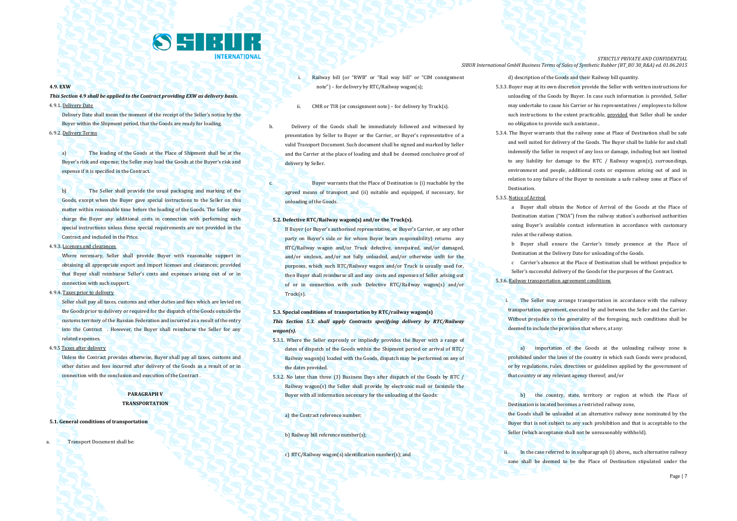**4.9. EXW**

***This Section 4.9 shall be applied to the Contract providing EXW as delivery basis.***

4.9.1. Delivery Date

Delivery Date shall mean the moment of the receipt of the Seller's notice by the Buyer within the Shipment period, that the Goods are ready for loading.

6.9.2. Delivery Terms

a) The loading of the Goods at the Place of Shipment shall be at the Buyer's risk and expense; the Seller may load the Goods at the Buyer's risk and expense if it is specified in the Contract.

b) The Seller shall provide the usual packaging and marking of the Goods, except when the Buyer gave special instructions to the Seller on this matter within reasonable time before the loading of the Goods. The Seller may charge the Buyer any additional costs in connection with performing such special instructions unless these special requirements are not provided in the Contract and included in the Price.

4.9.3. Licences and clearances

Where necessary, Seller shall provide Buyer with reasonable support in obtaining all appropriate export and import licenses and clearances; provided that Buyer shall reimburse Seller's costs and expenses arising out of or in connection with such support.

4.9.4. Taxes prior to delivery

Seller shall pay all taxes, customs and other duties and fees which are levied on the Goods prior to delivery or required for the dispatch of the Goods outside the customs territory of the Russian Federation and incurred as a result of the entry into the Contract . However, the Buyer shall reimburse the Seller for any related expenses.

4.9.5 Taxes after delivery

Unless the Contract provides otherwise, Buyer shall pay all taxes, customs and other duties and fees incurred after delivery of the Goods as a result of or in connection with the conclusion and execution of the Contract .

**PARAGRAPH V**

**TRANSPORTATION**

**5.1. General conditions of transportation**

a. Transport Document shall be:

i. Railway bill (or "RWB" or "Rail way bill" or "CIM consignment note") – for delivery by RTC/Railway wagon(s);

ii. CMR or TIR (or consignment note) – for delivery by Truck(s).

b. Delivery of the Goods shall be immediately followed and witnessed by presentation by Seller to Buyer or the Carrier, or Buyer's representative of a valid Transport Document. Such document shall be signed and marked by Seller and the Carrier at the place of loading and shall be deemed conclusive proof of delivery by Seller.

c. Buyer warrants that the Place of Destination is (i) reachable by the agreed means of transport and (ii) suitable and equipped, if necessary, for unloading of the Goods.

**5.2. Defective RTC/Railway wagon(s) and/or the Truck(s).**

If Buyer (or Buyer's authorised representative, or Buyer's Carrier, or any other party on Buyer's side or for whom Buyer bears responsibility) returns any RTC/Railway wagon and/or Truck defective, unrepaired, and/or damaged, and/or unclean, and/or not fully unloaded, and/or otherwise unfit for the purposes, which such RTC/Railway wagon and/or Truck is usually used for, then Buyer shall reimburse all and any costs and expenses of Seller arising out of or in connection with such Defective RTC/Railway wagon(s) and/or Truck(s).

**5.3. Special conditions of transportation by RTC/railway wagon(s)**

***This Section 5.3. shall apply Contracts specifying delivery by RTC/Railway wagon(s).***

5.3.1. Where the Seller expressly or impliedly provides the Buyer with a range of dates of dispatch of the Goods within the Shipment period or arrival of RTC/ Railway wagon(s) loaded with the Goods, dispatch may be performed on any of the dates provided.

5.3.2. No later than three (3) Business Days after dispatch of the Goods by RTC / Railway wagon(s) the Seller shall provide by electronic mail or facsimile the Buyer with all information necessary for the unloading of the Goods:

a) the Contract reference number;

b) Railway bill reference number(s);

c) RTC/Railway wagon(s) identification number(s); and

d) description of the Goods and their Railway bill quantity.

5.3.3. Buyer may at its own discretion provide the Seller with written instructions for unloading of the Goods by Buyer. In case such information is provided, Seller may undertake to cause his Carrier or his representatives / employees to follow such instructions to the extent practicable, provided that Seller shall be under no obligation to provide such assistance..

5.3.4. The Buyer warrants that the railway zone at Place of Destination shall be safe and well suited for delivery of the Goods. The Buyer shall be liable for and shall indemnify the Seller in respect of any loss or damage, including but not limited to any liability for damage to the RTC / Railway wagon(s), surroundings, environment and people, additional costs or expenses arising out of and in relation to any failure of the Buyer to nominate a safe railway zone at Place of Destination.

5.3.5. Notice of Arrival

a Buyer shall obtain the Notice of Arrival of the Goods at the Place of Destination station ("NOA") from the railway station's authorised authorities using Buyer's available contact information in accordance with customary rules at the railway station.

b Buyer shall ensure the Carrier's timely presence at the Place of Destination at the Delivery Date for unloading of the Goods.

c Carrier's absence at the Place of Destination shall be without prejudice to Seller's successful delivery of the Goods for the purposes of the Contract.

5.3.6. Railway transportation agreement conditions

i. The Seller may arrange transportation in accordance with the railway transportation agreement, executed by and between the Seller and the Carrier. Without prejudice to the generality of the foregoing, such conditions shall be deemed to include the provision that where, at any:

a) importation of the Goods at the unloading railway zone is prohibited under the laws of the country in which such Goods were produced, or by regulations, rules, directives or guidelines applied by the government of that country or any relevant agency thereof; and/or

b) the country, state, territory or region at which the Place of Destination is located becomes a restricted railway zone,

the Goods shall be unloaded at an alternative railway zone nominated by the Buyer that is not subject to any such prohibition and that is acceptable to the Seller (which acceptance shall not be unreasonably withheld).

ii. In the case referred to in subparagraph (i) above,, such alternative railway zone shall be deemed to be the Place of Destination stipulated under the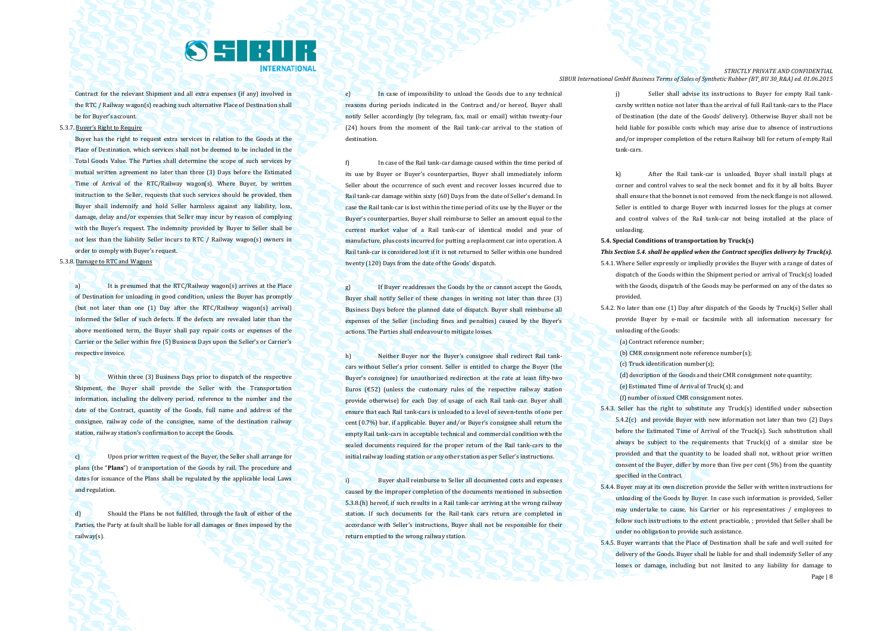Contract for the relevant Shipment and all extra expenses (if any) involved in the RTC / Railway wagon(s) reaching such alternative Place of Destination shall be for Buyer's account.

5.3.7. Buyer's Right to Require

Buyer has the right to request extra services in relation to the Goods at the Place of Destination, which services shall not be deemed to be included in the Total Goods Value. The Parties shall determine the scope of such services by mutual written agreement no later than three (3) Days before the Estimated Time of Arrival of the RTC/Railway wagon(s). Where Buyer, by written instruction to the Seller, requests that such services should be provided, then Buyer shall indemnify and hold Seller harmless against any liability, loss, damage, delay and/or expenses that Seller may incur by reason of complying with the Buyer's request. The indemnity provided by Buyer to Seller shall be not less than the liability Seller incurs to RTC / Railway wagon(s) owners in order to comply with Buyer's request.

5.3.8. Damage to RTC and Wagons

a) It is presumed that the RTC/Railway wagon(s) arrives at the Place of Destination for unloading in good condition, unless the Buyer has promptly (but not later than one (1) Day after the RTC/Railway wagon(s) arrival) informed the Seller of such defects. If the defects are revealed later than the above mentioned term, the Buyer shall pay repair costs or expenses of the Carrier or the Seller within five (5) Business Days upon the Seller's or Carrier's respective invoice.

b) Within three (3) Business Days prior to dispatch of the respective Shipment, the Buyer shall provide the Seller with the Transportation information, including the delivery period, reference to the number and the date of the Contract, quantity of the Goods, full name and address of the consignee, railway code of the consignee, name of the destination railway station, railway station's confirmation to accept the Goods.

c) Upon prior written request of the Buyer, the Seller shall arrange for plans (the "**Plans**") of transportation of the Goods by rail. The procedure and dates for issuance of the Plans shall be regulated by the applicable local Laws and regulation.

d) Should the Plans be not fulfilled, through the fault of either of the Parties, the Party at fault shall be liable for all damages or fines imposed by the railway(s).

e) In case of impossibility to unload the Goods due to any technical reasons during periods indicated in the Contract and/or hereof, Buyer shall notify Seller accordingly (by telegram, fax, mail or email) within twenty-four (24) hours from the moment of the Rail tank-car arrival to the station of destination.

f) In case of the Rail tank-car damage caused within the time period of its use by Buyer or Buyer's counterparties, Buyer shall immediately inform Seller about the occurrence of such event and recover losses incurred due to Rail tank-car damage within sixty (60) Days from the date of Seller's demand. In case the Rail tank-car is lost within the time period of its use by the Buyer or the Buyer's counterparties, Buyer shall reimburse to Seller an amount equal to the current market value of a Rail tank-car of identical model and year of manufacture, plus costs incurred for putting a replacement car into operation. A Rail tank-car is considered lost if it is not returned to Seller within one hundred twenty (120) Days from the date of the Goods' dispatch.

g) If Buyer readdresses the Goods by the or cannot accept the Goods, Buyer shall notify Seller of these changes in writing not later than three (3) Business Days before the planned date of dispatch. Buyer shall reimburse all expenses of the Seller (including fines and penalties) caused by the Buyer's actions. The Parties shall endeavour to mitigate losses.

h) Neither Buyer nor the Buyer's consignee shall redirect Rail tank-cars without Seller's prior consent. Seller is entitled to charge the Buyer (the Buyer's consignee) for unauthorized redirection at the rate at least fifty-two Euros (€52) (unless the customary rules of the respective railway station provide otherwise) for each Day of usage of each Rail tank-car. Buyer shall ensure that each Rail tank-cars is unloaded to a level of seven-tenths of one per cent (0.7%) bar, if applicable. Buyer and/or Buyer's consignee shall return the empty Rail tank-cars in acceptable technical and commercial condition with the sealed documents required for the proper return of the Rail tank-cars to the initial railway loading station or any other station as per Seller's instructions.

i) Buyer shall reimburse to Seller all documented costs and expenses caused by the improper completion of the documents mentioned in subsection 5.3.8.(h) hereof, if such results in a Rail tank-car arriving at the wrong railway station. If such documents for the Rail-tank cars return are completed in accordance with Seller's instructions, Buyer shall not be responsible for their return emptied to the wrong railway station.

j) Seller shall advise its instructions to Buyer for empty Rail tank-carsby written notice not later than the arrival of full Rail tank-cars to the Place of Destination (the date of the Goods' delivery). Otherwise Buyer shall not be held liable for possible costs which may arise due to absence of instructions and/or improper completion of the return Railway bill for return of empty Rail tank-cars.

k) After the Rail tank-car is unloaded, Buyer shall install plugs at corner and control valves to seal the neck bonnet and fix it by all bolts. Buyer shall ensure that the bonnet is not removed from the neck flange is not allowed. Seller is entitled to charge Buyer with incurred losses for the plugs at corner and control valves of the Rail tank-car not being installed at the place of unloading.

**5.4. Special Conditions of transportation by Truck(s)**

***This Section 5.4. shall be applied when the Contract specifies delivery by Truck(s).***

5.4.1. Where Seller expressly or impliedly provides the Buyer with a range of dates of dispatch of the Goods within the Shipment period or arrival of Truck(s) loaded with the Goods, dispatch of the Goods may be performed on any of the dates so provided.

5.4.2. No later than one (1) Day after dispatch of the Goods by Truck(s) Seller shall provide Buyer by e-mail or facsimile with all information necessary for unloading of the Goods:

(a) Contract reference number;

(b) CMR consignment note reference number(s);

(c) Truck identification number(s);

(d) description of the Goods and their CMR consignment note quantity;

(e) Estimated Time of Arrival of Truck(s); and

(f) number of issued CMR consignment notes.

5.4.3. Seller has the right to substitute any Truck(s) identified under subsection 5.4.2(c) and provide Buyer with new information not later than two (2) Days before the Estimated Time of Arrival of the Truck(s). Such substitution shall always be subject to the requirements that Truck(s) of a similar size be provided and that the quantity to be loaded shall not, without prior written consent of the Buyer, differ by more than five per cent (5%) from the quantity specified in the Contract.

5.4.4. Buyer may at its own discretion provide the Seller with written instructions for unloading of the Goods by Buyer. In case such information is provided, Seller may undertake to cause, his Carrier or his representatives / employees to follow such instructions to the extent practicable, ; provided that Seller shall be under no obligation to provide such assistance.

5.4.5. Buyer warrants that the Place of Destination shall be safe and well suited for delivery of the Goods. Buyer shall be liable for and shall indemnify Seller of any losses or damage, including but not limited to any liability for damage to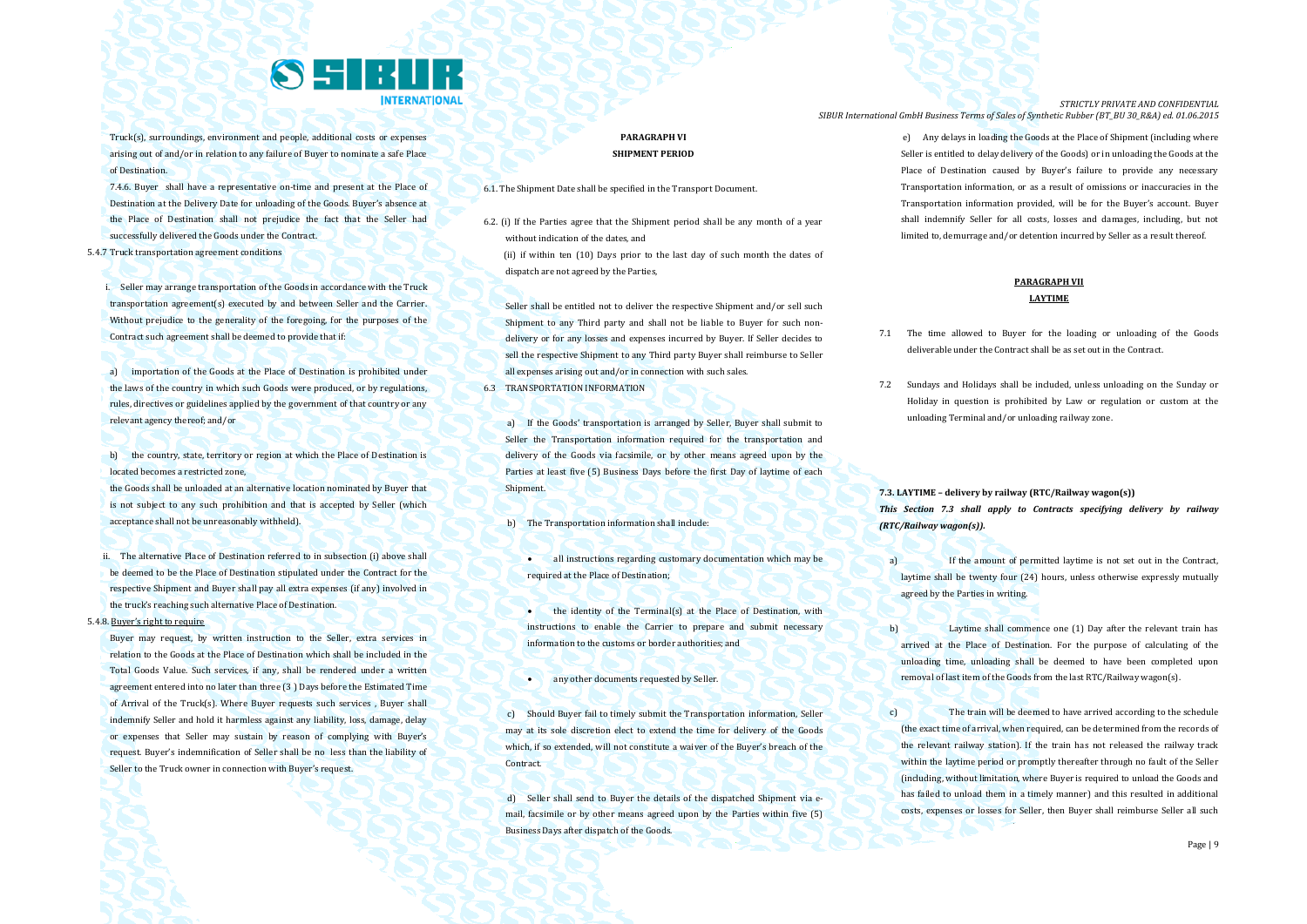Truck(s), surroundings, environment and people, additional costs or expenses arising out of and/or in relation to any failure of Buyer to nominate a safe Place of Destination.

7.4.6. Buyer shall have a representative on-time and present at the Place of Destination at the Delivery Date for unloading of the Goods. Buyer's absence at the Place of Destination shall not prejudice the fact that the Seller had successfully delivered the Goods under the Contract.

5.4.7 Truck transportation agreement conditions

i. Seller may arrange transportation of the Goods in accordance with the Truck transportation agreement(s) executed by and between Seller and the Carrier. Without prejudice to the generality of the foregoing, for the purposes of the Contract such agreement shall be deemed to provide that if:

a) importation of the Goods at the Place of Destination is prohibited under the laws of the country in which such Goods were produced, or by regulations, rules, directives or guidelines applied by the government of that country or any relevant agency thereof; and/or

b) the country, state, territory or region at which the Place of Destination is located becomes a restricted zone,

the Goods shall be unloaded at an alternative location nominated by Buyer that is not subject to any such prohibition and that is accepted by Seller (which acceptance shall not be unreasonably withheld).

ii. The alternative Place of Destination referred to in subsection (i) above shall be deemed to be the Place of Destination stipulated under the Contract for the respective Shipment and Buyer shall pay all extra expenses (if any) involved in the truck's reaching such alternative Place of Destination.

5.4.8. Buyer's right to require

Buyer may request, by written instruction to the Seller, extra services in relation to the Goods at the Place of Destination which shall be included in the Total Goods Value. Such services, if any, shall be rendered under a written agreement entered into no later than three (3 ) Days before the Estimated Time of Arrival of the Truck(s). Where Buyer requests such services , Buyer shall indemnify Seller and hold it harmless against any liability, loss, damage, delay or expenses that Seller may sustain by reason of complying with Buyer's request. Buyer's indemnification of Seller shall be no less than the liability of Seller to the Truck owner in connection with Buyer's request.

## PARAGRAPH VI
## SHIPMENT PERIOD

6.1. The Shipment Date shall be specified in the Transport Document.

6.2. (i) If the Parties agree that the Shipment period shall be any month of a year without indication of the dates, and

(ii) if within ten (10) Days prior to the last day of such month the dates of dispatch are not agreed by the Parties,

Seller shall be entitled not to deliver the respective Shipment and/or sell such Shipment to any Third party and shall not be liable to Buyer for such non-delivery or for any losses and expenses incurred by Buyer. If Seller decides to sell the respective Shipment to any Third party Buyer shall reimburse to Seller all expenses arising out and/or in connection with such sales.

6.3 TRANSPORTATION INFORMATION

a) If the Goods' transportation is arranged by Seller, Buyer shall submit to Seller the Transportation information required for the transportation and delivery of the Goods via facsimile, or by other means agreed upon by the Parties at least five (5) Business Days before the first Day of laytime of each Shipment.

b) The Transportation information shall include:

- all instructions regarding customary documentation which may be required at the Place of Destination;
- the identity of the Terminal(s) at the Place of Destination, with instructions to enable the Carrier to prepare and submit necessary information to the customs or border authorities; and
- any other documents requested by Seller.

c) Should Buyer fail to timely submit the Transportation information, Seller may at its sole discretion elect to extend the time for delivery of the Goods which, if so extended, will not constitute a waiver of the Buyer's breach of the Contract.

d) Seller shall send to Buyer the details of the dispatched Shipment via e-mail, facsimile or by other means agreed upon by the Parties within five (5) Business Days after dispatch of the Goods.

e) Any delays in loading the Goods at the Place of Shipment (including where Seller is entitled to delay delivery of the Goods) or in unloading the Goods at the Place of Destination caused by Buyer's failure to provide any necessary Transportation information, or as a result of omissions or inaccuracies in the Transportation information provided, will be for the Buyer's account. Buyer shall indemnify Seller for all costs, losses and damages, including, but not limited to, demurrage and/or detention incurred by Seller as a result thereof.

## PARAGRAPH VII
## LAYTIME

7.1 The time allowed to Buyer for the loading or unloading of the Goods deliverable under the Contract shall be as set out in the Contract.

7.2 Sundays and Holidays shall be included, unless unloading on the Sunday or Holiday in question is prohibited by Law or regulation or custom at the unloading Terminal and/or unloading railway zone.

**7.3. LAYTIME – delivery by railway (RTC/Railway wagon(s))**

***This Section 7.3 shall apply to Contracts specifying delivery by railway (RTC/Railway wagon(s)).***

a) If the amount of permitted laytime is not set out in the Contract, laytime shall be twenty four (24) hours, unless otherwise expressly mutually agreed by the Parties in writing.

b) Laytime shall commence one (1) Day after the relevant train has arrived at the Place of Destination. For the purpose of calculating of the unloading time, unloading shall be deemed to have been completed upon removal of last item of the Goods from the last RTC/Railway wagon(s).

c) The train will be deemed to have arrived according to the schedule (the exact time of arrival, when required, can be determined from the records of the relevant railway station). If the train has not released the railway track within the laytime period or promptly thereafter through no fault of the Seller (including, without limitation, where Buyer is required to unload the Goods and has failed to unload them in a timely manner) and this resulted in additional costs, expenses or losses for Seller, then Buyer shall reimburse Seller all such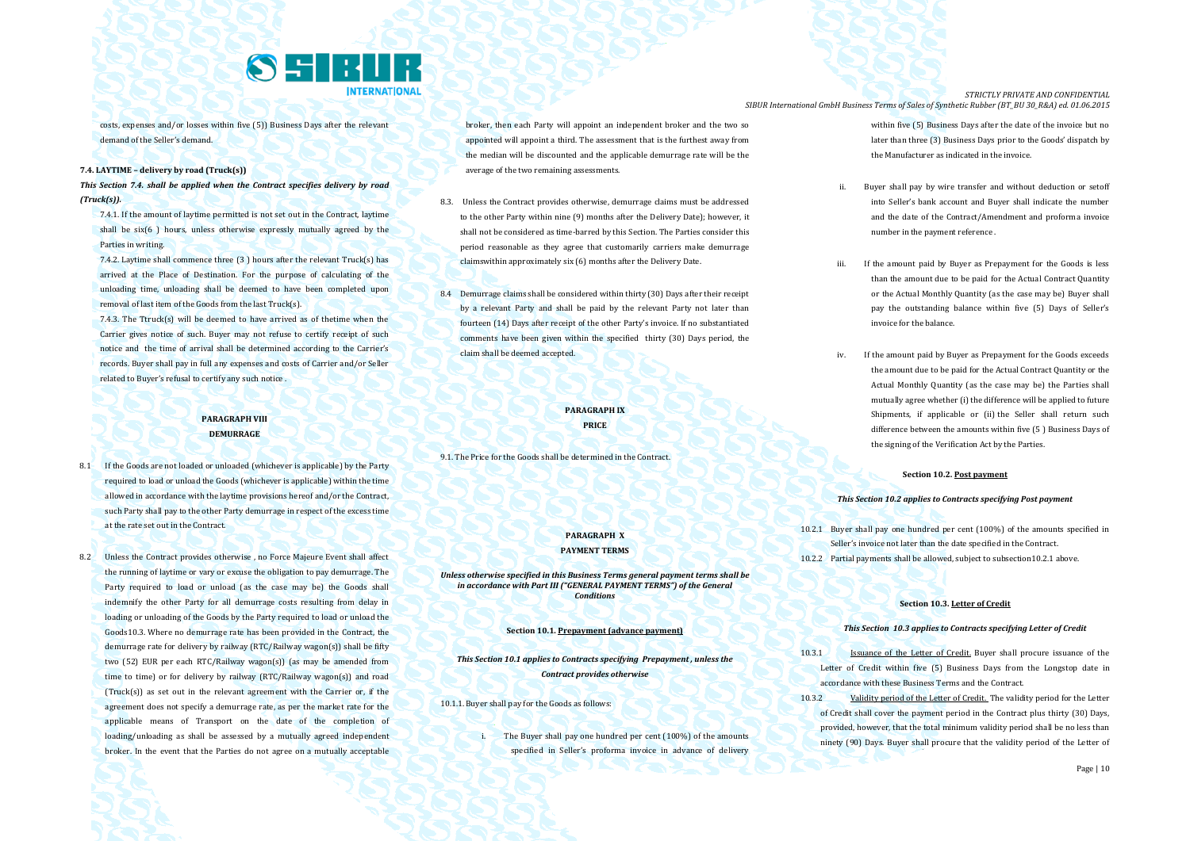costs, expenses and/or losses within five (5)) Business Days after the relevant demand of the Seller's demand.

**7.4. LAYTIME – delivery by road (Truck(s))**

***This Section 7.4. shall be applied when the Contract specifies delivery by road (Truck(s)).***

7.4.1. If the amount of laytime permitted is not set out in the Contract, laytime shall be six(6 ) hours, unless otherwise expressly mutually agreed by the Parties in writing.

7.4.2. Laytime shall commence three (3 ) hours after the relevant Truck(s) has arrived at the Place of Destination. For the purpose of calculating of the unloading time, unloading shall be deemed to have been completed upon removal of last item of the Goods from the last Truck(s).

7.4.3. The Ttruck(s) will be deemed to have arrived as of thetime when the Carrier gives notice of such. Buyer may not refuse to certify receipt of such notice and the time of arrival shall be determined according to the Carrier's records. Buyer shall pay in full any expenses and costs of Carrier and/or Seller related to Buyer's refusal to certify any such notice .

**PARAGRAPH VIII**
**DEMURRAGE**

8.1 If the Goods are not loaded or unloaded (whichever is applicable) by the Party required to load or unload the Goods (whichever is applicable) within the time allowed in accordance with the laytime provisions hereof and/or the Contract, such Party shall pay to the other Party demurrage in respect of the excess time at the rate set out in the Contract.

8.2 Unless the Contract provides otherwise , no Force Majeure Event shall affect the running of laytime or vary or excuse the obligation to pay demurrage. The Party required to load or unload (as the case may be) the Goods shall indemnify the other Party for all demurrage costs resulting from delay in loading or unloading of the Goods by the Party required to load or unload the Goods10.3. Where no demurrage rate has been provided in the Contract, the demurrage rate for delivery by railway (RTC/Railway wagon(s)) shall be fifty two (52) EUR per each RTC/Railway wagon(s)) (as may be amended from time to time) or for delivery by railway (RTC/Railway wagon(s)) and road (Truck(s)) as set out in the relevant agreement with the Carrier or, if the agreement does not specify a demurrage rate, as per the market rate for the applicable means of Transport on the date of the completion of loading/unloading as shall be assessed by a mutually agreed independent broker. In the event that the Parties do not agree on a mutually acceptable broker, then each Party will appoint an independent broker and the two so appointed will appoint a third. The assessment that is the furthest away from the median will be discounted and the applicable demurrage rate will be the average of the two remaining assessments.

8.3. Unless the Contract provides otherwise, demurrage claims must be addressed to the other Party within nine (9) months after the Delivery Date); however, it shall not be considered as time-barred by this Section. The Parties consider this period reasonable as they agree that customarily carriers make demurrage claimswithin approximately six (6) months after the Delivery Date.

8.4 Demurrage claims shall be considered within thirty (30) Days after their receipt by a relevant Party and shall be paid by the relevant Party not later than fourteen (14) Days after receipt of the other Party's invoice. If no substantiated comments have been given within the specified thirty (30) Days period, the claim shall be deemed accepted.

**PARAGRAPH IX**
**PRICE**

9.1. The Price for the Goods shall be determined in the Contract.

**PARAGRAPH X**
**PAYMENT TERMS**

***Unless otherwise specified in this Business Terms general payment terms shall be in accordance with Part III ("GENERAL PAYMENT TERMS") of the General Conditions***

**Section 10.1. Prepayment (advance payment)**

***This Section 10.1 applies to Contracts specifying Prepayment , unless the Contract provides otherwise***

10.1.1. Buyer shall pay for the Goods as follows:

i. The Buyer shall pay one hundred per cent (100%) of the amounts specified in Seller's proforma invoice in advance of delivery within five (5) Business Days after the date of the invoice but no later than three (3) Business Days prior to the Goods' dispatch by the Manufacturer as indicated in the invoice.

ii. Buyer shall pay by wire transfer and without deduction or setoff into Seller's bank account and Buyer shall indicate the number and the date of the Contract/Amendment and proforma invoice number in the payment reference .

iii. If the amount paid by Buyer as Prepayment for the Goods is less than the amount due to be paid for the Actual Contract Quantity or the Actual Monthly Quantity (as the case may be) Buyer shall pay the outstanding balance within five (5) Days of Seller's invoice for the balance.

iv. If the amount paid by Buyer as Prepayment for the Goods exceeds the amount due to be paid for the Actual Contract Quantity or the Actual Monthly Quantity (as the case may be) the Parties shall mutually agree whether (i) the difference will be applied to future Shipments, if applicable or (ii) the Seller shall return such difference between the amounts within five (5 ) Business Days of the signing of the Verification Act by the Parties.

**Section 10.2. Post payment**

***This Section 10.2 applies to Contracts specifying Post payment***

10.2.1 Buyer shall pay one hundred per cent (100%) of the amounts specified in Seller's invoice not later than the date specified in the Contract.

10.2.2 Partial payments shall be allowed, subject to subsection10.2.1 above.

**Section 10.3. Letter of Credit**

***This Section 10.3 applies to Contracts specifying Letter of Credit***

10.3.1 Issuance of the Letter of Credit. Buyer shall procure issuance of the Letter of Credit within five (5) Business Days from the Longstop date in accordance with these Business Terms and the Contract.

10.3.2 Validity period of the Letter of Credit. The validity period for the Letter of Credit shall cover the payment period in the Contract plus thirty (30) Days, provided, however, that the total minimum validity period shall be no less than ninety (90) Days. Buyer shall procure that the validity period of the Letter of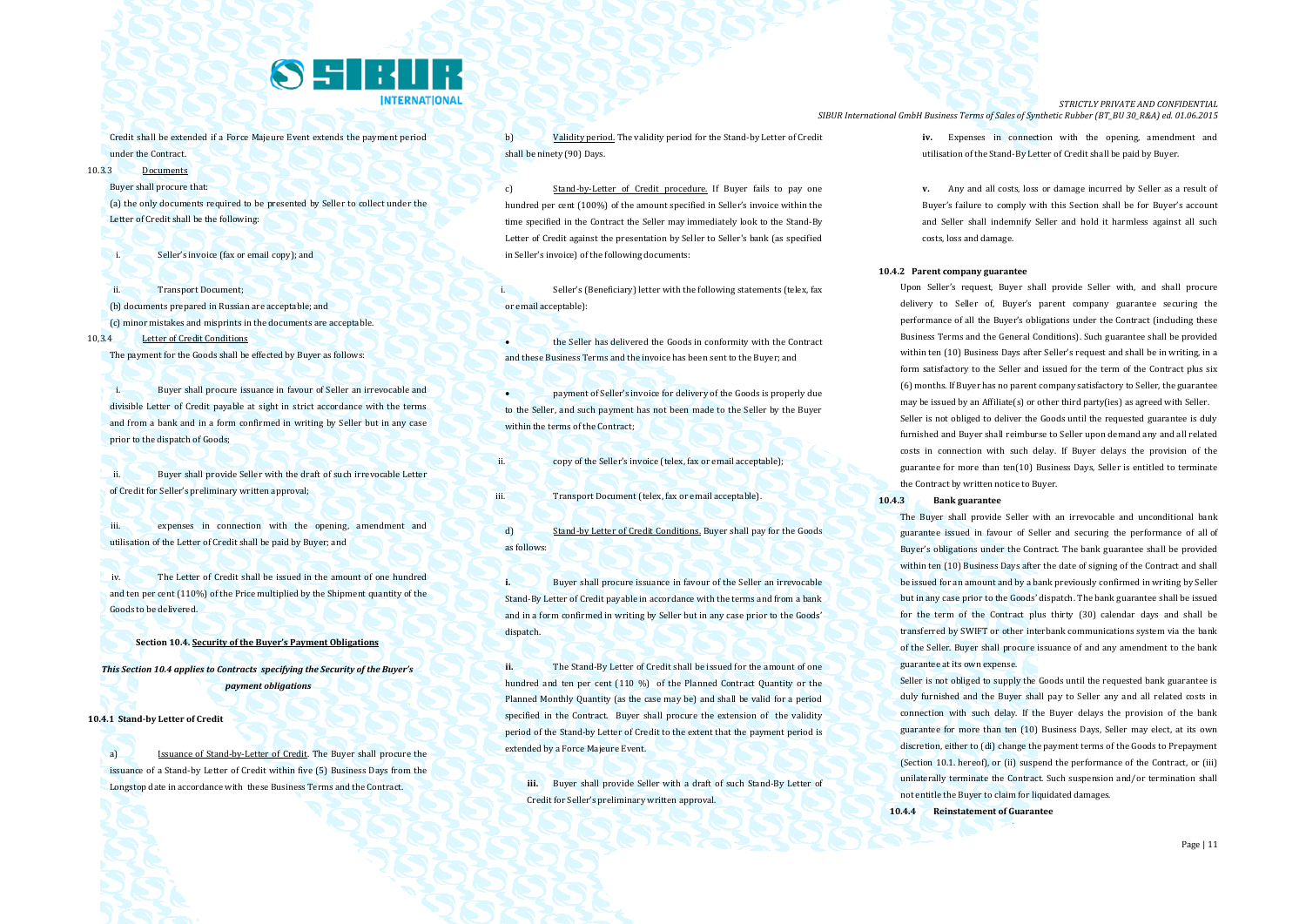Credit shall be extended if a Force Majeure Event extends the payment period under the Contract.

10.3.3 Documents

Buyer shall procure that:

(a) the only documents required to be presented by Seller to collect under the Letter of Credit shall be the following:

i. Seller's invoice (fax or email copy); and

ii. Transport Document;

(b) documents prepared in Russian are acceptable; and

(c) minor mistakes and misprints in the documents are acceptable.

10,3.4 Letter of Credit Conditions

The payment for the Goods shall be effected by Buyer as follows:

i. Buyer shall procure issuance in favour of Seller an irrevocable and divisible Letter of Credit payable at sight in strict accordance with the terms and from a bank and in a form confirmed in writing by Seller but in any case prior to the dispatch of Goods;

ii. Buyer shall provide Seller with the draft of such irrevocable Letter of Credit for Seller's preliminary written approval;

iii. expenses in connection with the opening, amendment and utilisation of the Letter of Credit shall be paid by Buyer; and

iv. The Letter of Credit shall be issued in the amount of one hundred and ten per cent (110%) of the Price multiplied by the Shipment quantity of the Goods to be delivered.

**Section 10.4. Security of the Buyer's Payment Obligations**

***This Section 10.4 applies to Contracts specifying the Security of the Buyer's payment obligations***

**10.4.1 Stand-by Letter of Credit**

a) Issuance of Stand-by-Letter of Credit. The Buyer shall procure the issuance of a Stand-by Letter of Credit within five (5) Business Days from the Longstop date in accordance with these Business Terms and the Contract.

b) Validity period. The validity period for the Stand-by Letter of Credit shall be ninety (90) Days.

c) Stand-by-Letter of Credit procedure. If Buyer fails to pay one hundred per cent (100%) of the amount specified in Seller's invoice within the time specified in the Contract the Seller may immediately look to the Stand-By Letter of Credit against the presentation by Seller to Seller's bank (as specified in Seller's invoice) of the following documents:

i. Seller's (Beneficiary) letter with the following statements (telex, fax or email acceptable):

- the Seller has delivered the Goods in conformity with the Contract and these Business Terms and the invoice has been sent to the Buyer; and
- payment of Seller's invoice for delivery of the Goods is properly due to the Seller, and such payment has not been made to the Seller by the Buyer within the terms of the Contract;

ii. copy of the Seller's invoice (telex, fax or email acceptable);

iii. Transport Document (telex, fax or email acceptable).

d) Stand-by Letter of Credit Conditions. Buyer shall pay for the Goods as follows:

**i.** Buyer shall procure issuance in favour of the Seller an irrevocable Stand-By Letter of Credit payable in accordance with the terms and from a bank and in a form confirmed in writing by Seller but in any case prior to the Goods' dispatch.

**ii.** The Stand-By Letter of Credit shall be issued for the amount of one hundred and ten per cent (110 %) of the Planned Contract Quantity or the Planned Monthly Quantity (as the case may be) and shall be valid for a period specified in the Contract. Buyer shall procure the extension of the validity period of the Stand-by Letter of Credit to the extent that the payment period is extended by a Force Majeure Event.

**iii.** Buyer shall provide Seller with a draft of such Stand-By Letter of Credit for Seller's preliminary written approval.

**iv.** Expenses in connection with the opening, amendment and utilisation of the Stand-By Letter of Credit shall be paid by Buyer.

**v.** Any and all costs, loss or damage incurred by Seller as a result of Buyer's failure to comply with this Section shall be for Buyer's account and Seller shall indemnify Seller and hold it harmless against all such costs, loss and damage.

**10.4.2 Parent company guarantee**

Upon Seller's request, Buyer shall provide Seller with, and shall procure delivery to Seller of, Buyer's parent company guarantee securing the performance of all the Buyer's obligations under the Contract (including these Business Terms and the General Conditions). Such guarantee shall be provided within ten (10) Business Days after Seller's request and shall be in writing, in a form satisfactory to the Seller and issued for the term of the Contract plus six (6) months. If Buyer has no parent company satisfactory to Seller, the guarantee may be issued by an Affiliate(s) or other third party(ies) as agreed with Seller.

Seller is not obliged to deliver the Goods until the requested guarantee is duly furnished and Buyer shall reimburse to Seller upon demand any and all related costs in connection with such delay. If Buyer delays the provision of the guarantee for more than ten(10) Business Days, Seller is entitled to terminate the Contract by written notice to Buyer.

**10.4.3 Bank guarantee**

The Buyer shall provide Seller with an irrevocable and unconditional bank guarantee issued in favour of Seller and securing the performance of all of Buyer's obligations under the Contract. The bank guarantee shall be provided within ten (10) Business Days after the date of signing of the Contract and shall be issued for an amount and by a bank previously confirmed in writing by Seller but in any case prior to the Goods' dispatch. The bank guarantee shall be issued for the term of the Contract plus thirty (30) calendar days and shall be transferred by SWIFT or other interbank communications system via the bank of the Seller. Buyer shall procure issuance of and any amendment to the bank guarantee at its own expense.

Seller is not obliged to supply the Goods until the requested bank guarantee is duly furnished and the Buyer shall pay to Seller any and all related costs in connection with such delay. If the Buyer delays the provision of the bank guarantee for more than ten (10) Business Days, Seller may elect, at its own discretion, either to (di) change the payment terms of the Goods to Prepayment (Section 10.1. hereof), or (ii) suspend the performance of the Contract, or (iii) unilaterally terminate the Contract. Such suspension and/or termination shall not entitle the Buyer to claim for liquidated damages.

**10.4.4 Reinstatement of Guarantee**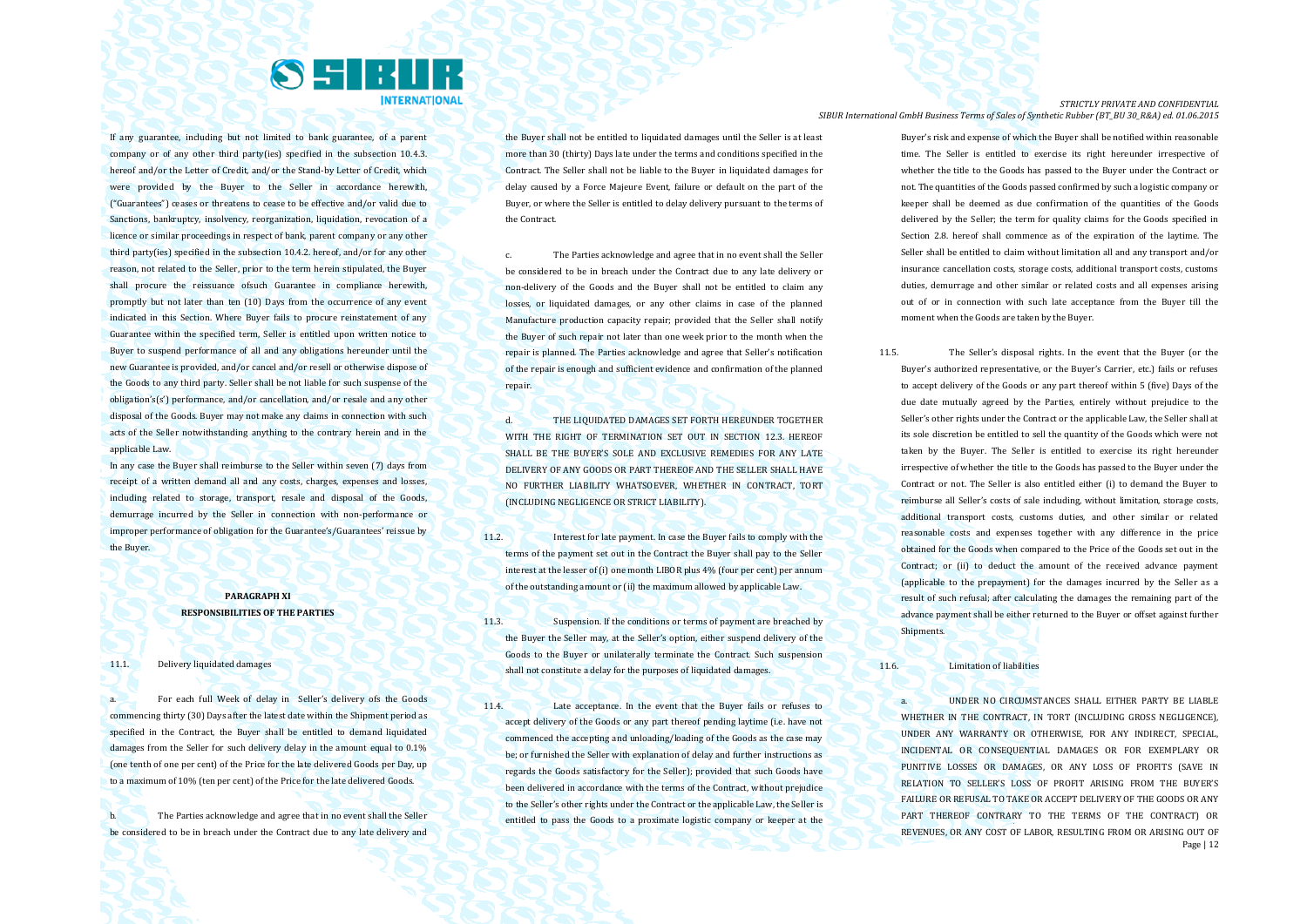If any guarantee, including but not limited to bank guarantee, of a parent company or of any other third party(ies) specified in the subsection 10.4.3. hereof and/or the Letter of Credit, and/or the Stand-by Letter of Credit, which were provided by the Buyer to the Seller in accordance herewith, ("Guarantees") ceases or threatens to cease to be effective and/or valid due to Sanctions, bankruptcy, insolvency, reorganization, liquidation, revocation of a licence or similar proceedings in respect of bank, parent company or any other third party(ies) specified in the subsection 10.4.2. hereof, and/or for any other reason, not related to the Seller, prior to the term herein stipulated, the Buyer shall procure the reissuance ofsuch Guarantee in compliance herewith, promptly but not later than ten (10) Days from the occurrence of any event indicated in this Section. Where Buyer fails to procure reinstatement of any Guarantee within the specified term, Seller is entitled upon written notice to Buyer to suspend performance of all and any obligations hereunder until the new Guarantee is provided, and/or cancel and/or resell or otherwise dispose of the Goods to any third party. Seller shall be not liable for such suspense of the obligation's(s') performance, and/or cancellation, and/or resale and any other disposal of the Goods. Buyer may not make any claims in connection with such acts of the Seller notwithstanding anything to the contrary herein and in the applicable Law.

In any case the Buyer shall reimburse to the Seller within seven (7) days from receipt of a written demand all and any costs, charges, expenses and losses, including related to storage, transport, resale and disposal of the Goods, demurrage incurred by the Seller in connection with non-performance or improper performance of obligation for the Guarantee's/Guarantees' reissue by the Buyer.

## PARAGRAPH XI
## RESPONSIBILITIES OF THE PARTIES

11.1. Delivery liquidated damages

a. For each full Week of delay in Seller's delivery ofs the Goods commencing thirty (30) Days after the latest date within the Shipment period as specified in the Contract, the Buyer shall be entitled to demand liquidated damages from the Seller for such delivery delay in the amount equal to 0.1% (one tenth of one per cent) of the Price for the late delivered Goods per Day, up to a maximum of 10% (ten per cent) of the Price for the late delivered Goods.

b. The Parties acknowledge and agree that in no event shall the Seller be considered to be in breach under the Contract due to any late delivery and the Buyer shall not be entitled to liquidated damages until the Seller is at least more than 30 (thirty) Days late under the terms and conditions specified in the Contract. The Seller shall not be liable to the Buyer in liquidated damages for delay caused by a Force Majeure Event, failure or default on the part of the Buyer, or where the Seller is entitled to delay delivery pursuant to the terms of the Contract.

c. The Parties acknowledge and agree that in no event shall the Seller be considered to be in breach under the Contract due to any late delivery or non-delivery of the Goods and the Buyer shall not be entitled to claim any losses, or liquidated damages, or any other claims in case of the planned Manufacture production capacity repair; provided that the Seller shall notify the Buyer of such repair not later than one week prior to the month when the repair is planned. The Parties acknowledge and agree that Seller's notification of the repair is enough and sufficient evidence and confirmation of the planned repair.

d. THE LIQUIDATED DAMAGES SET FORTH HEREUNDER TOGETHER WITH THE RIGHT OF TERMINATION SET OUT IN SECTION 12.3. HEREOF SHALL BE THE BUYER'S SOLE AND EXCLUSIVE REMEDIES FOR ANY LATE DELIVERY OF ANY GOODS OR PART THEREOF AND THE SELLER SHALL HAVE NO FURTHER LIABILITY WHATSOEVER, WHETHER IN CONTRACT, TORT (INCLUDING NEGLIGENCE OR STRICT LIABILITY).

11.2. Interest for late payment. In case the Buyer fails to comply with the terms of the payment set out in the Contract the Buyer shall pay to the Seller interest at the lesser of (i) one month LIBOR plus 4% (four per cent) per annum of the outstanding amount or (ii) the maximum allowed by applicable Law.

11.3. Suspension. If the conditions or terms of payment are breached by the Buyer the Seller may, at the Seller's option, either suspend delivery of the Goods to the Buyer or unilaterally terminate the Contract. Such suspension shall not constitute a delay for the purposes of liquidated damages.

11.4. Late acceptance. In the event that the Buyer fails or refuses to accept delivery of the Goods or any part thereof pending laytime (i.e. have not commenced the accepting and unloading/loading of the Goods as the case may be; or furnished the Seller with explanation of delay and further instructions as regards the Goods satisfactory for the Seller); provided that such Goods have been delivered in accordance with the terms of the Contract, without prejudice to the Seller's other rights under the Contract or the applicable Law, the Seller is entitled to pass the Goods to a proximate logistic company or keeper at the Buyer's risk and expense of which the Buyer shall be notified within reasonable time. The Seller is entitled to exercise its right hereunder irrespective of whether the title to the Goods has passed to the Buyer under the Contract or not. The quantities of the Goods passed confirmed by such a logistic company or keeper shall be deemed as due confirmation of the quantities of the Goods delivered by the Seller; the term for quality claims for the Goods specified in Section 2.8. hereof shall commence as of the expiration of the laytime. The Seller shall be entitled to claim without limitation all and any transport and/or insurance cancellation costs, storage costs, additional transport costs, customs duties, demurrage and other similar or related costs and all expenses arising out of or in connection with such late acceptance from the Buyer till the moment when the Goods are taken by the Buyer.

11.5. The Seller's disposal rights. In the event that the Buyer (or the Buyer's authorized representative, or the Buyer's Carrier, etc.) fails or refuses to accept delivery of the Goods or any part thereof within 5 (five) Days of the due date mutually agreed by the Parties, entirely without prejudice to the Seller's other rights under the Contract or the applicable Law, the Seller shall at its sole discretion be entitled to sell the quantity of the Goods which were not taken by the Buyer. The Seller is entitled to exercise its right hereunder irrespective of whether the title to the Goods has passed to the Buyer under the Contract or not. The Seller is also entitled either (i) to demand the Buyer to reimburse all Seller's costs of sale including, without limitation, storage costs, additional transport costs, customs duties, and other similar or related reasonable costs and expenses together with any difference in the price obtained for the Goods when compared to the Price of the Goods set out in the Contract; or (ii) to deduct the amount of the received advance payment (applicable to the prepayment) for the damages incurred by the Seller as a result of such refusal; after calculating the damages the remaining part of the advance payment shall be either returned to the Buyer or offset against further Shipments.

11.6. Limitation of liabilities

a. UNDER NO CIRCUMSTANCES SHALL EITHER PARTY BE LIABLE WHETHER IN THE CONTRACT, IN TORT (INCLUDING GROSS NEGLIGENCE), UNDER ANY WARRANTY OR OTHERWISE, FOR ANY INDIRECT, SPECIAL, INCIDENTAL OR CONSEQUENTIAL DAMAGES OR FOR EXEMPLARY OR PUNITIVE LOSSES OR DAMAGES, OR ANY LOSS OF PROFITS (SAVE IN RELATION TO SELLER'S LOSS OF PROFIT ARISING FROM THE BUYER'S FAILURE OR REFUSAL TO TAKE OR ACCEPT DELIVERY OF THE GOODS OR ANY PART THEREOF CONTRARY TO THE TERMS OF THE CONTRACT) OR REVENUES, OR ANY COST OF LABOR, RESULTING FROM OR ARISING OUT OF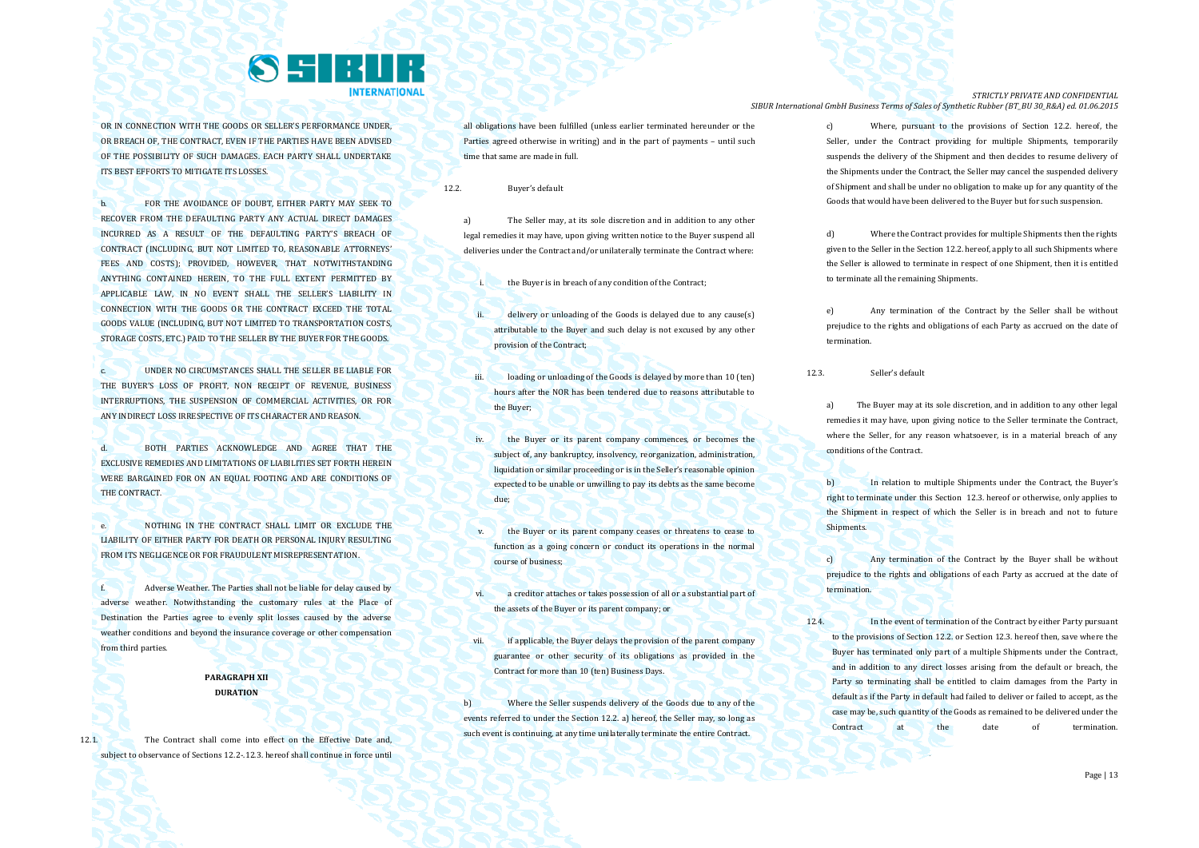OR IN CONNECTION WITH THE GOODS OR SELLER'S PERFORMANCE UNDER, OR BREACH OF, THE CONTRACT, EVEN IF THE PARTIES HAVE BEEN ADVISED OF THE POSSIBILITY OF SUCH DAMAGES. EACH PARTY SHALL UNDERTAKE ITS BEST EFFORTS TO MITIGATE ITS LOSSES.

b. FOR THE AVOIDANCE OF DOUBT, EITHER PARTY MAY SEEK TO RECOVER FROM THE DEFAULTING PARTY ANY ACTUAL DIRECT DAMAGES INCURRED AS A RESULT OF THE DEFAULTING PARTY'S BREACH OF CONTRACT (INCLUDING, BUT NOT LIMITED TO, REASONABLE ATTORNEYS' FEES AND COSTS); PROVIDED, HOWEVER, THAT NOTWITHSTANDING ANYTHING CONTAINED HEREIN, TO THE FULL EXTENT PERMITTED BY APPLICABLE LAW, IN NO EVENT SHALL THE SELLER'S LIABILITY IN CONNECTION WITH THE GOODS OR THE CONTRACT EXCEED THE TOTAL GOODS VALUE (INCLUDING, BUT NOT LIMITED TO TRANSPORTATION COSTS, STORAGE COSTS, ETC.) PAID TO THE SELLER BY THE BUYER FOR THE GOODS.

c. UNDER NO CIRCUMSTANCES SHALL THE SELLER BE LIABLE FOR THE BUYER'S LOSS OF PROFIT, NON RECEIPT OF REVENUE, BUSINESS INTERRUPTIONS, THE SUSPENSION OF COMMERCIAL ACTIVITIES, OR FOR ANY INDIRECT LOSS IRRESPECTIVE OF ITS CHARACTER AND REASON.

d. BOTH PARTIES ACKNOWLEDGE AND AGREE THAT THE EXCLUSIVE REMEDIES AND LIMITATIONS OF LIABILITIES SET FORTH HEREIN WERE BARGAINED FOR ON AN EQUAL FOOTING AND ARE CONDITIONS OF THE CONTRACT.

e. NOTHING IN THE CONTRACT SHALL LIMIT OR EXCLUDE THE LIABILITY OF EITHER PARTY FOR DEATH OR PERSONAL INJURY RESULTING FROM ITS NEGLIGENCE OR FOR FRAUDULENT MISREPRESENTATION.

f. Adverse Weather. The Parties shall not be liable for delay caused by adverse weather. Notwithstanding the customary rules at the Place of Destination the Parties agree to evenly split losses caused by the adverse weather conditions and beyond the insurance coverage or other compensation from third parties.

**PARAGRAPH XII**
**DURATION**

12.1. The Contract shall come into effect on the Effective Date and, subject to observance of Sections 12.2-.12.3. hereof shall continue in force until all obligations have been fulfilled (unless earlier terminated hereunder or the Parties agreed otherwise in writing) and in the part of payments – until such time that same are made in full.

12.2. Buyer's default

a) The Seller may, at its sole discretion and in addition to any other legal remedies it may have, upon giving written notice to the Buyer suspend all deliveries under the Contract and/or unilaterally terminate the Contract where:

i. the Buyer is in breach of any condition of the Contract;

ii. delivery or unloading of the Goods is delayed due to any cause(s) attributable to the Buyer and such delay is not excused by any other provision of the Contract;

iii. loading or unloading of the Goods is delayed by more than 10 (ten) hours after the NOR has been tendered due to reasons attributable to the Buyer;

iv. the Buyer or its parent company commences, or becomes the subject of, any bankruptcy, insolvency, reorganization, administration, liquidation or similar proceeding or is in the Seller's reasonable opinion expected to be unable or unwilling to pay its debts as the same become due;

v. the Buyer or its parent company ceases or threatens to cease to function as a going concern or conduct its operations in the normal course of business;

vi. a creditor attaches or takes possession of all or a substantial part of the assets of the Buyer or its parent company; or

vii. if applicable, the Buyer delays the provision of the parent company guarantee or other security of its obligations as provided in the Contract for more than 10 (ten) Business Days.

b) Where the Seller suspends delivery of the Goods due to any of the events referred to under the Section 12.2. a) hereof, the Seller may, so long as such event is continuing, at any time unilaterally terminate the entire Contract.

c) Where, pursuant to the provisions of Section 12.2. hereof, the Seller, under the Contract providing for multiple Shipments, temporarily suspends the delivery of the Shipment and then decides to resume delivery of the Shipments under the Contract, the Seller may cancel the suspended delivery of Shipment and shall be under no obligation to make up for any quantity of the Goods that would have been delivered to the Buyer but for such suspension.

d) Where the Contract provides for multiple Shipments then the rights given to the Seller in the Section 12.2. hereof, apply to all such Shipments where the Seller is allowed to terminate in respect of one Shipment, then it is entitled to terminate all the remaining Shipments.

e) Any termination of the Contract by the Seller shall be without prejudice to the rights and obligations of each Party as accrued on the date of termination.

12.3. Seller's default

a) The Buyer may at its sole discretion, and in addition to any other legal remedies it may have, upon giving notice to the Seller terminate the Contract, where the Seller, for any reason whatsoever, is in a material breach of any conditions of the Contract.

b) In relation to multiple Shipments under the Contract, the Buyer's right to terminate under this Section 12.3. hereof or otherwise, only applies to the Shipment in respect of which the Seller is in breach and not to future Shipments.

c) Any termination of the Contract by the Buyer shall be without prejudice to the rights and obligations of each Party as accrued at the date of termination.

12.4. In the event of termination of the Contract by either Party pursuant to the provisions of Section 12.2. or Section 12.3. hereof then, save where the Buyer has terminated only part of a multiple Shipments under the Contract, and in addition to any direct losses arising from the default or breach, the Party so terminating shall be entitled to claim damages from the Party in default as if the Party in default had failed to deliver or failed to accept, as the case may be, such quantity of the Goods as remained to be delivered under the Contract at the date of termination.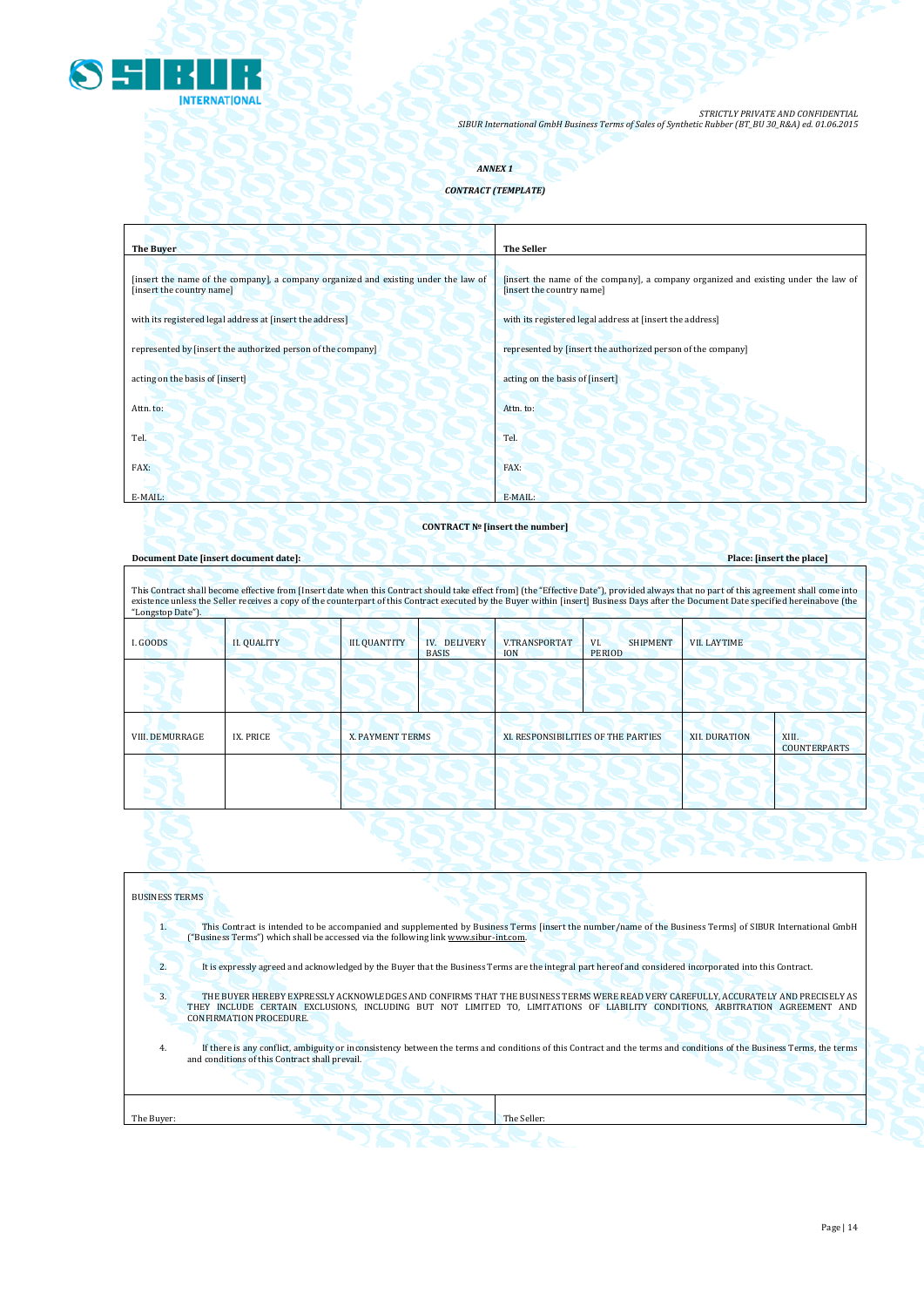*ANNEX 1*

*CONTRACT (TEMPLATE)*

| **The Buyer** | **The Seller** |
|---|---|
| [insert the name of the company], a company organized and existing under the law of [insert the country name] | [insert the name of the company], a company organized and existing under the law of [insert the country name] |
| with its registered legal address at [insert the address] | with its registered legal address at [insert the address] |
| represented by [insert the authorized person of the company] | represented by [insert the authorized person of the company] |
| acting on the basis of [insert] | acting on the basis of [insert] |
| Attn. to: | Attn. to: |
| Tel. | Tel. |
| FAX: | FAX: |
| E-MAIL: | E-MAIL: |

**CONTRACT № [insert the number]**

**Document Date [insert document date]:** **Place: [insert the place]**

This Contract shall become effective from [Insert date when this Contract should take effect from] (the "Effective Date"), provided always that no part of this agreement shall come into existence unless the Seller receives a copy of the counterpart of this Contract executed by the Buyer within [insert] Business Days after the Document Date specified hereinabove (the "Longstop Date").

| I. GOODS | II. QUALITY | III. QUANTITY | IV. DELIVERY BASIS | V.TRANSPORTATION | VI. SHIPMENT PERIOD | VII. LAYTIME |
|---|---|---|---|---|---|---|
| | | | | | | |

| VIII. DEMURRAGE | IX. PRICE | X. PAYMENT TERMS | XI. RESPONSIBILITIES OF THE PARTIES | XII. DURATION | XIII. COUNTERPARTS |
|---|---|---|---|---|---|
| | | | | | |

BUSINESS TERMS

1. This Contract is intended to be accompanied and supplemented by Business Terms [insert the number/name of the Business Terms] of SIBUR International GmbH ("Business Terms") which shall be accessed via the following link www.sibur-int.com.

2. It is expressly agreed and acknowledged by the Buyer that the Business Terms are the integral part hereof and considered incorporated into this Contract.

3. THE BUYER HEREBY EXPRESSLY ACKNOWLEDGES AND CONFIRMS THAT THE BUSINESS TERMS WERE READ VERY CAREFULLY, ACCURATELY AND PRECISELY AS THEY INCLUDE CERTAIN EXCLUSIONS, INCLUDING BUT NOT LIMITED TO, LIMITATIONS OF LIABILITY CONDITIONS, ARBITRATION AGREEMENT AND CONFIRMATION PROCEDURE.

4. If there is any conflict, ambiguity or inconsistency between the terms and conditions of this Contract and the terms and conditions of the Business Terms, the terms and conditions of this Contract shall prevail.

| The Buyer: | The Seller: |
|---|---|